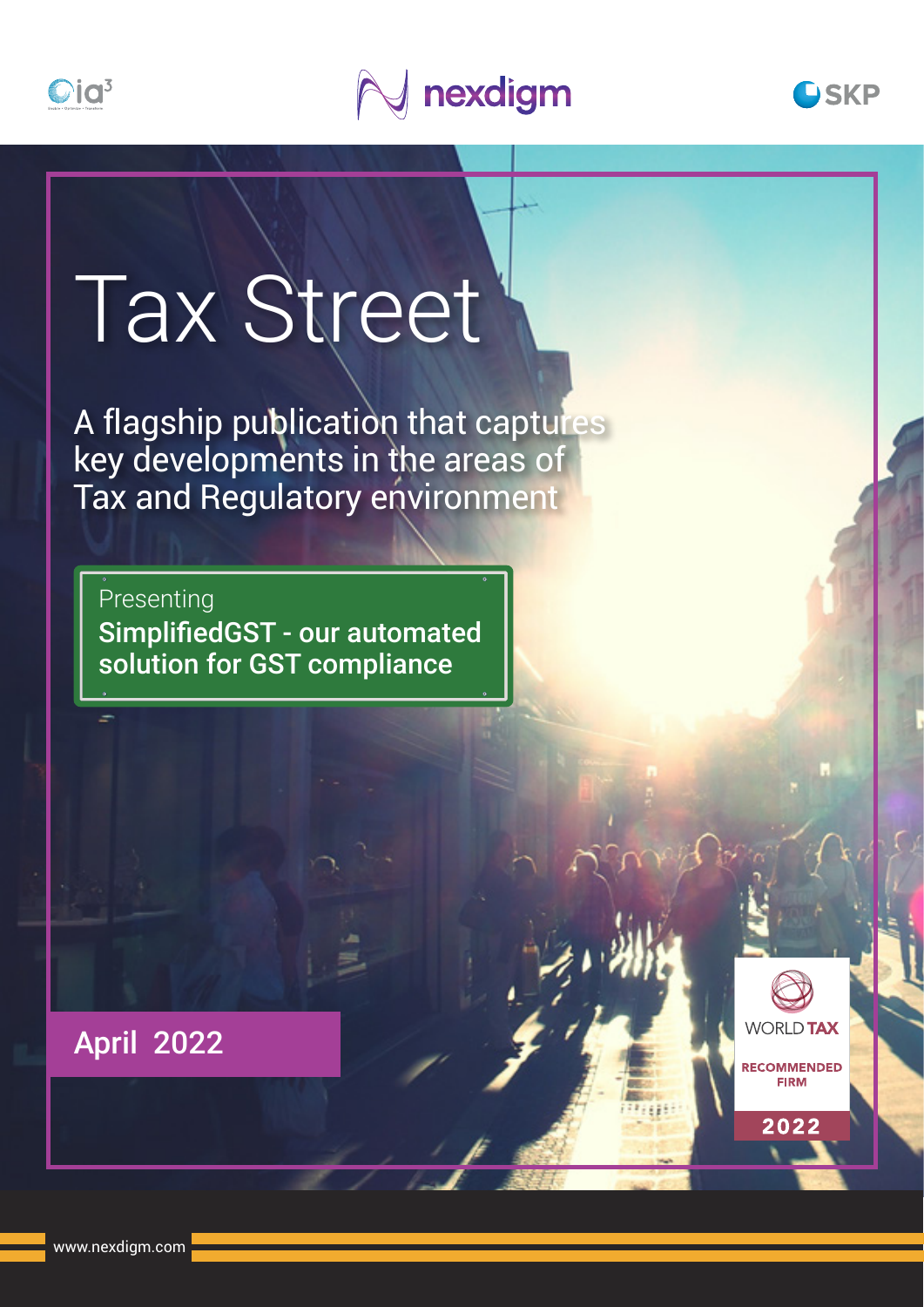ia³

nexdigm

SKP

# Tax Street

A flagship publication that captures key developments in the areas of Tax and Regulatory environment

Presenting

**SimplifiedGST - our automated solution for GST compliance**

**April 2022**

WORLD TAX

RECOMMENDED FIRM

2022

www.nexdigm.com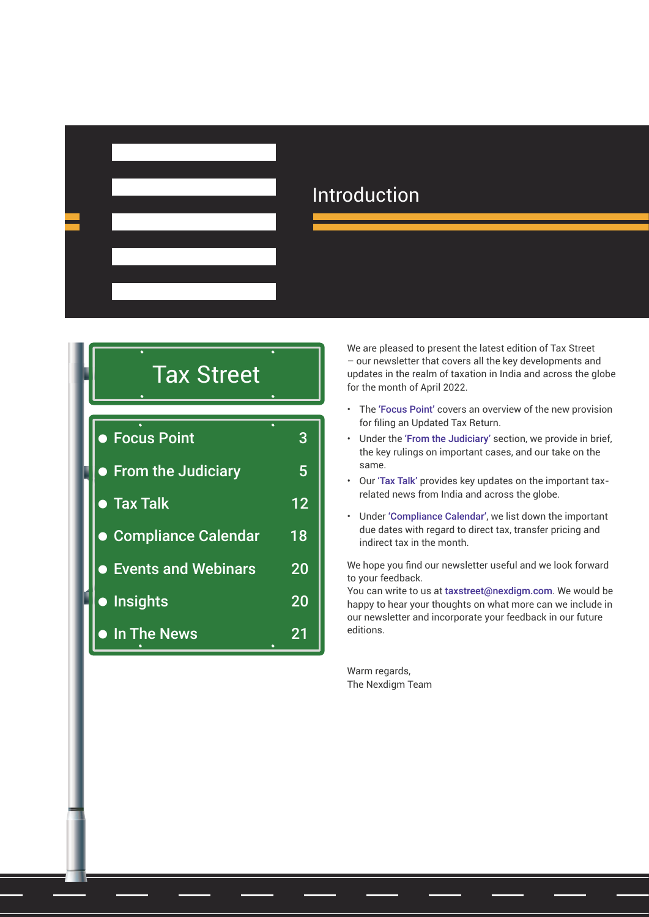# Introduction

## Tax Street

| Section | Page |
| --- | --- |
| Focus Point | 3 |
| From the Judiciary | 5 |
| Tax Talk | 12 |
| Compliance Calendar | 18 |
| Events and Webinars | 20 |
| Insights | 20 |
| In The News | 21 |

We are pleased to present the latest edition of Tax Street – our newsletter that covers all the key developments and updates in the realm of taxation in India and across the globe for the month of April 2022.

- The 'Focus Point' covers an overview of the new provision for filing an Updated Tax Return.
- Under the 'From the Judiciary' section, we provide in brief, the key rulings on important cases, and our take on the same.
- Our 'Tax Talk' provides key updates on the important tax-related news from India and across the globe.
- Under 'Compliance Calendar', we list down the important due dates with regard to direct tax, transfer pricing and indirect tax in the month.

We hope you find our newsletter useful and we look forward to your feedback.
You can write to us at taxstreet@nexdigm.com. We would be happy to hear your thoughts on what more can we include in our newsletter and incorporate your feedback in our future editions.

Warm regards,
The Nexdigm Team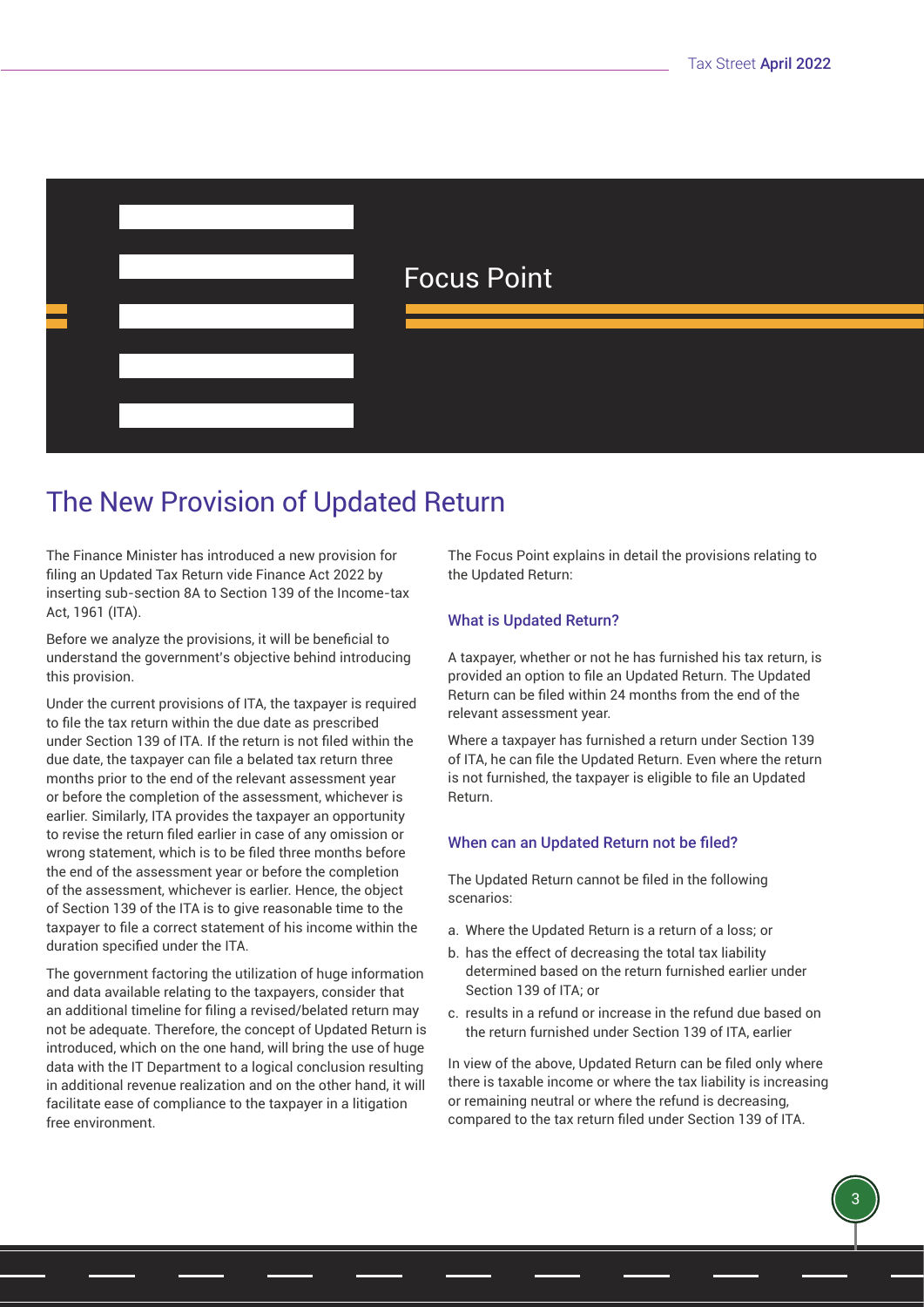## Focus Point

# The New Provision of Updated Return

The Finance Minister has introduced a new provision for filing an Updated Tax Return vide Finance Act 2022 by inserting sub-section 8A to Section 139 of the Income-tax Act, 1961 (ITA).

Before we analyze the provisions, it will be beneficial to understand the government's objective behind introducing this provision.

Under the current provisions of ITA, the taxpayer is required to file the tax return within the due date as prescribed under Section 139 of ITA. If the return is not filed within the due date, the taxpayer can file a belated tax return three months prior to the end of the relevant assessment year or before the completion of the assessment, whichever is earlier. Similarly, ITA provides the taxpayer an opportunity to revise the return filed earlier in case of any omission or wrong statement, which is to be filed three months before the end of the assessment year or before the completion of the assessment, whichever is earlier. Hence, the object of Section 139 of the ITA is to give reasonable time to the taxpayer to file a correct statement of his income within the duration specified under the ITA.

The government factoring the utilization of huge information and data available relating to the taxpayers, consider that an additional timeline for filing a revised/belated return may not be adequate. Therefore, the concept of Updated Return is introduced, which on the one hand, will bring the use of huge data with the IT Department to a logical conclusion resulting in additional revenue realization and on the other hand, it will facilitate ease of compliance to the taxpayer in a litigation free environment.

The Focus Point explains in detail the provisions relating to the Updated Return:

### What is Updated Return?

A taxpayer, whether or not he has furnished his tax return, is provided an option to file an Updated Return. The Updated Return can be filed within 24 months from the end of the relevant assessment year.

Where a taxpayer has furnished a return under Section 139 of ITA, he can file the Updated Return. Even where the return is not furnished, the taxpayer is eligible to file an Updated Return.

### When can an Updated Return not be filed?

The Updated Return cannot be filed in the following scenarios:

a. Where the Updated Return is a return of a loss; or
b. has the effect of decreasing the total tax liability determined based on the return furnished earlier under Section 139 of ITA; or
c. results in a refund or increase in the refund due based on the return furnished under Section 139 of ITA, earlier

In view of the above, Updated Return can be filed only where there is taxable income or where the tax liability is increasing or remaining neutral or where the refund is decreasing, compared to the tax return filed under Section 139 of ITA.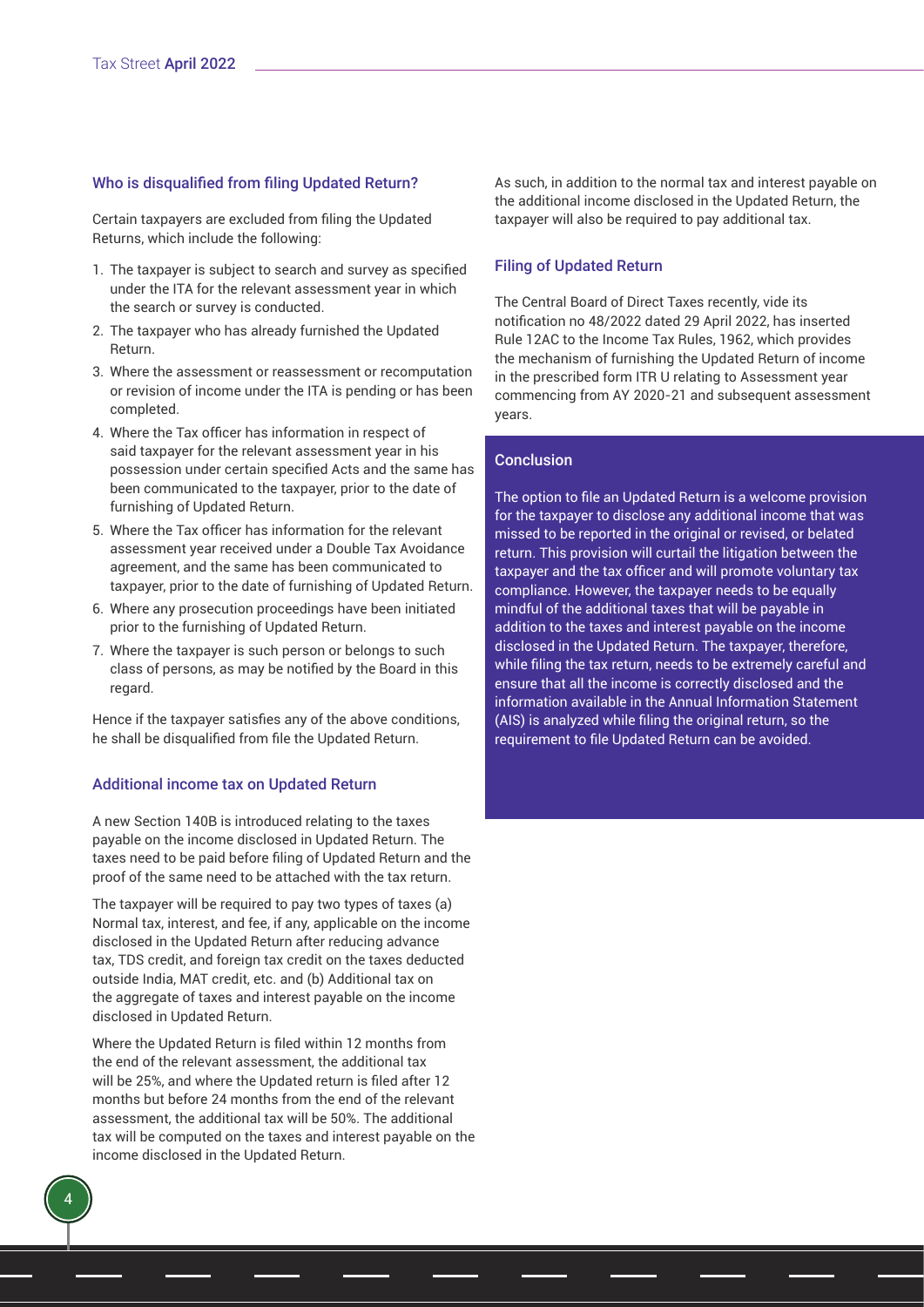### Who is disqualified from filing Updated Return?

Certain taxpayers are excluded from filing the Updated Returns, which include the following:

1. The taxpayer is subject to search and survey as specified under the ITA for the relevant assessment year in which the search or survey is conducted.
2. The taxpayer who has already furnished the Updated Return.
3. Where the assessment or reassessment or recomputation or revision of income under the ITA is pending or has been completed.
4. Where the Tax officer has information in respect of said taxpayer for the relevant assessment year in his possession under certain specified Acts and the same has been communicated to the taxpayer, prior to the date of furnishing of Updated Return.
5. Where the Tax officer has information for the relevant assessment year received under a Double Tax Avoidance agreement, and the same has been communicated to taxpayer, prior to the date of furnishing of Updated Return.
6. Where any prosecution proceedings have been initiated prior to the furnishing of Updated Return.
7. Where the taxpayer is such person or belongs to such class of persons, as may be notified by the Board in this regard.

Hence if the taxpayer satisfies any of the above conditions, he shall be disqualified from file the Updated Return.

### Additional income tax on Updated Return

A new Section 140B is introduced relating to the taxes payable on the income disclosed in Updated Return. The taxes need to be paid before filing of Updated Return and the proof of the same need to be attached with the tax return.

The taxpayer will be required to pay two types of taxes (a) Normal tax, interest, and fee, if any, applicable on the income disclosed in the Updated Return after reducing advance tax, TDS credit, and foreign tax credit on the taxes deducted outside India, MAT credit, etc. and (b) Additional tax on the aggregate of taxes and interest payable on the income disclosed in Updated Return.

Where the Updated Return is filed within 12 months from the end of the relevant assessment, the additional tax will be 25%, and where the Updated return is filed after 12 months but before 24 months from the end of the relevant assessment, the additional tax will be 50%. The additional tax will be computed on the taxes and interest payable on the income disclosed in the Updated Return.

As such, in addition to the normal tax and interest payable on the additional income disclosed in the Updated Return, the taxpayer will also be required to pay additional tax.

### Filing of Updated Return

The Central Board of Direct Taxes recently, vide its notification no 48/2022 dated 29 April 2022, has inserted Rule 12AC to the Income Tax Rules, 1962, which provides the mechanism of furnishing the Updated Return of income in the prescribed form ITR U relating to Assessment year commencing from AY 2020-21 and subsequent assessment years.

### Conclusion

The option to file an Updated Return is a welcome provision for the taxpayer to disclose any additional income that was missed to be reported in the original or revised, or belated return. This provision will curtail the litigation between the taxpayer and the tax officer and will promote voluntary tax compliance. However, the taxpayer needs to be equally mindful of the additional taxes that will be payable in addition to the taxes and interest payable on the income disclosed in the Updated Return. The taxpayer, therefore, while filing the tax return, needs to be extremely careful and ensure that all the income is correctly disclosed and the information available in the Annual Information Statement (AIS) is analyzed while filing the original return, so the requirement to file Updated Return can be avoided.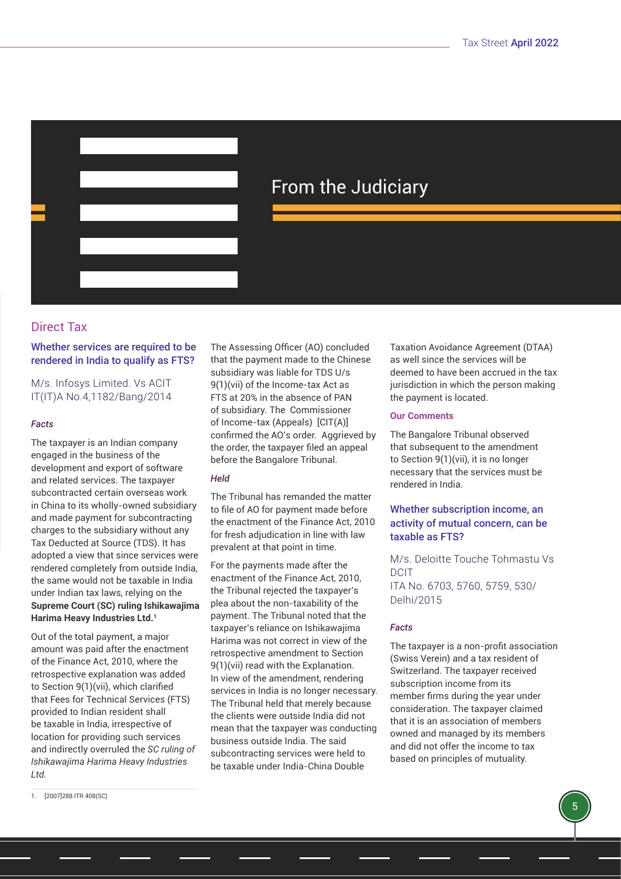# From the Judiciary

## Direct Tax

### Whether services are required to be rendered in India to qualify as FTS?

M/s. Infosys Limited. Vs ACIT
IT(IT)A No.4,1182/Bang/2014

#### *Facts*

The taxpayer is an Indian company engaged in the business of the development and export of software and related services. The taxpayer subcontracted certain overseas work in China to its wholly-owned subsidiary and made payment for subcontracting charges to the subsidiary without any Tax Deducted at Source (TDS). It has adopted a view that since services were rendered completely from outside India, the same would not be taxable in India under Indian tax laws, relying on the **Supreme Court (SC) ruling Ishikawajima Harima Heavy Industries Ltd.**[1]

Out of the total payment, a major amount was paid after the enactment of the Finance Act, 2010, where the retrospective explanation was added to Section 9(1)(vii), which clarified that Fees for Technical Services (FTS) provided to Indian resident shall be taxable in India, irrespective of location for providing such services and indirectly overruled the *SC ruling of Ishikawajima Harima Heavy Industries Ltd.*

The Assessing Officer (AO) concluded that the payment made to the Chinese subsidiary was liable for TDS U/s 9(1)(vii) of the Income-tax Act as FTS at 20% in the absence of PAN of subsidiary. The Commissioner of Income-tax (Appeals) [CIT(A)] confirmed the AO's order. Aggrieved by the order, the taxpayer filed an appeal before the Bangalore Tribunal.

#### *Held*

The Tribunal has remanded the matter to file of AO for payment made before the enactment of the Finance Act, 2010 for fresh adjudication in line with law prevalent at that point in time.

For the payments made after the enactment of the Finance Act, 2010, the Tribunal rejected the taxpayer's plea about the non-taxability of the payment. The Tribunal noted that the taxpayer's reliance on Ishikawajima Harima was not correct in view of the retrospective amendment to Section 9(1)(vii) read with the Explanation. In view of the amendment, rendering services in India is no longer necessary. The Tribunal held that merely because the clients were outside India did not mean that the taxpayer was conducting business outside India. The said subcontracting services were held to be taxable under India-China Double Taxation Avoidance Agreement (DTAA) as well since the services will be deemed to have been accrued in the tax jurisdiction in which the person making the payment is located.

#### **Our Comments**

The Bangalore Tribunal observed that subsequent to the amendment to Section 9(1)(vii), it is no longer necessary that the services must be rendered in India.

### Whether subscription income, an activity of mutual concern, can be taxable as FTS?

M/s. Deloitte Touche Tohmastu Vs DCIT
ITA No. 6703, 5760, 5759, 530/Delhi/2015

#### *Facts*

The taxpayer is a non-profit association (Swiss Verein) and a tax resident of Switzerland. The taxpayer received subscription income from its member firms during the year under consideration. The taxpayer claimed that it is an association of members owned and managed by its members and did not offer the income to tax based on principles of mutuality.

---

1. [2007]288 ITR 408(SC)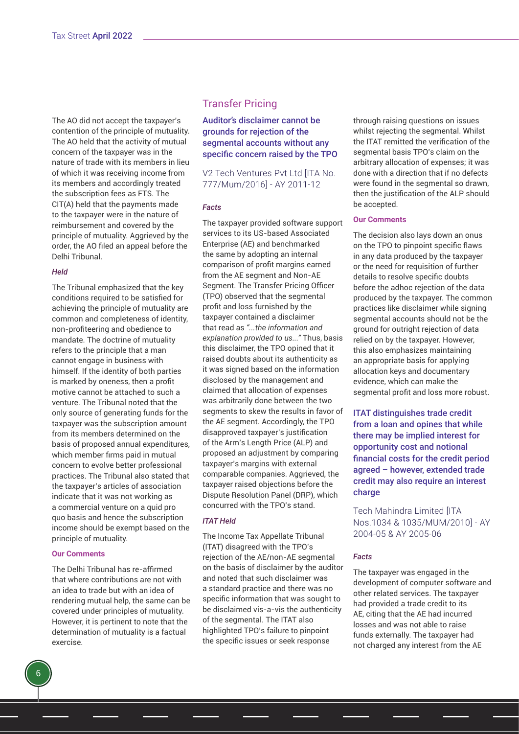The AO did not accept the taxpayer's contention of the principle of mutuality. The AO held that the activity of mutual concern of the taxpayer was in the nature of trade with its members in lieu of which it was receiving income from its members and accordingly treated the subscription fees as FTS. The CIT(A) held that the payments made to the taxpayer were in the nature of reimbursement and covered by the principle of mutuality. Aggrieved by the order, the AO filed an appeal before the Delhi Tribunal.

***Held***

The Tribunal emphasized that the key conditions required to be satisfied for achieving the principle of mutuality are common and completeness of identity, non-profiteering and obedience to mandate. The doctrine of mutuality refers to the principle that a man cannot engage in business with himself. If the identity of both parties is marked by oneness, then a profit motive cannot be attached to such a venture. The Tribunal noted that the only source of generating funds for the taxpayer was the subscription amount from its members determined on the basis of proposed annual expenditures, which member firms paid in mutual concern to evolve better professional practices. The Tribunal also stated that the taxpayer's articles of association indicate that it was not working as a commercial venture on a quid pro quo basis and hence the subscription income should be exempt based on the principle of mutuality.

**Our Comments**

The Delhi Tribunal has re-affirmed that where contributions are not with an idea to trade but with an idea of rendering mutual help, the same can be covered under principles of mutuality. However, it is pertinent to note that the determination of mutuality is a factual exercise.

## Transfer Pricing

### Auditor's disclaimer cannot be grounds for rejection of the segmental accounts without any specific concern raised by the TPO

V2 Tech Ventures Pvt Ltd [ITA No. 777/Mum/2016] - AY 2011-12

***Facts***

The taxpayer provided software support services to its US-based Associated Enterprise (AE) and benchmarked the same by adopting an internal comparison of profit margins earned from the AE segment and Non-AE Segment. The Transfer Pricing Officer (TPO) observed that the segmental profit and loss furnished by the taxpayer contained a disclaimer that read as *"...the information and explanation provided to us..."* Thus, basis this disclaimer, the TPO opined that it raised doubts about its authenticity as it was signed based on the information disclosed by the management and claimed that allocation of expenses was arbitrarily done between the two segments to skew the results in favor of the AE segment. Accordingly, the TPO disapproved taxpayer's justification of the Arm's Length Price (ALP) and proposed an adjustment by comparing taxpayer's margins with external comparable companies. Aggrieved, the taxpayer raised objections before the Dispute Resolution Panel (DRP), which concurred with the TPO's stand.

***ITAT Held***

The Income Tax Appellate Tribunal (ITAT) disagreed with the TPO's rejection of the AE/non-AE segmental on the basis of disclaimer by the auditor and noted that such disclaimer was a standard practice and there was no specific information that was sought to be disclaimed vis-a-vis the authenticity of the segmental. The ITAT also highlighted TPO's failure to pinpoint the specific issues or seek response through raising questions on issues whilst rejecting the segmental. Whilst the ITAT remitted the verification of the segmental basis TPO's claim on the arbitrary allocation of expenses; it was done with a direction that if no defects were found in the segmental so drawn, then the justification of the ALP should be accepted.

**Our Comments**

The decision also lays down an onus on the TPO to pinpoint specific flaws in any data produced by the taxpayer or the need for requisition of further details to resolve specific doubts before the adhoc rejection of the data produced by the taxpayer. The common practices like disclaimer while signing segmental accounts should not be the ground for outright rejection of data relied on by the taxpayer. However, this also emphasizes maintaining an appropriate basis for applying allocation keys and documentary evidence, which can make the segmental profit and loss more robust.

### ITAT distinguishes trade credit from a loan and opines that while there may be implied interest for opportunity cost and notional financial costs for the credit period agreed – however, extended trade credit may also require an interest charge

Tech Mahindra Limited [ITA Nos.1034 & 1035/MUM/2010] - AY 2004-05 & AY 2005-06

***Facts***

The taxpayer was engaged in the development of computer software and other related services. The taxpayer had provided a trade credit to its AE, citing that the AE had incurred losses and was not able to raise funds externally. The taxpayer had not charged any interest from the AE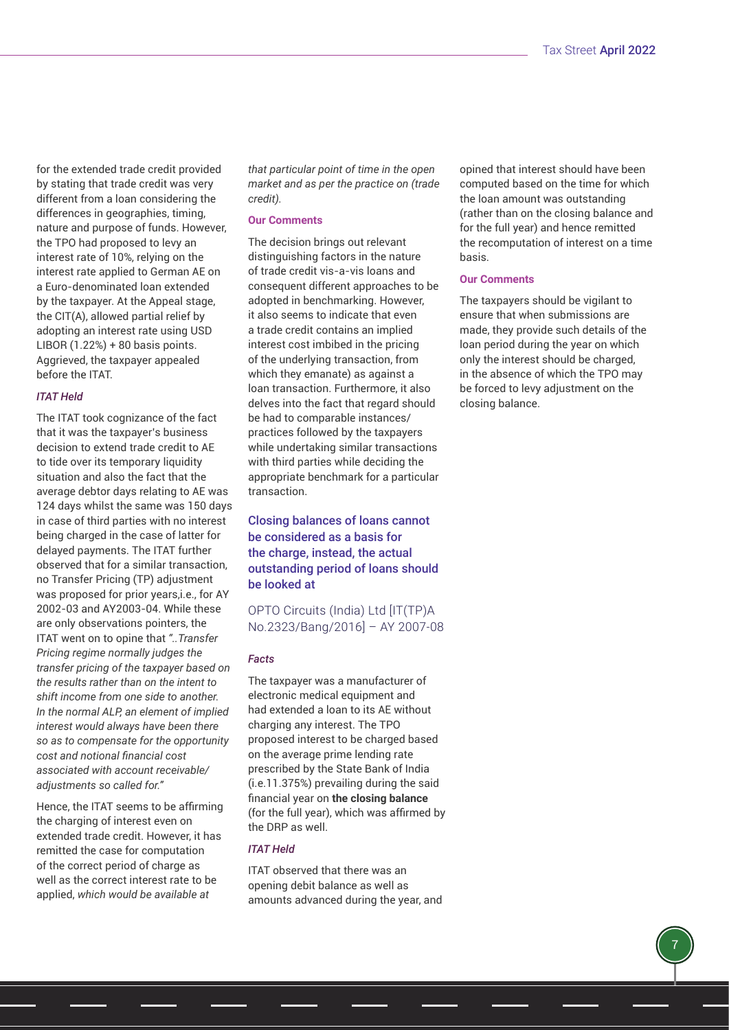for the extended trade credit provided by stating that trade credit was very different from a loan considering the differences in geographies, timing, nature and purpose of funds. However, the TPO had proposed to levy an interest rate of 10%, relying on the interest rate applied to German AE on a Euro-denominated loan extended by the taxpayer. At the Appeal stage, the CIT(A), allowed partial relief by adopting an interest rate using USD LIBOR (1.22%) + 80 basis points. Aggrieved, the taxpayer appealed before the ITAT.

***ITAT Held***

The ITAT took cognizance of the fact that it was the taxpayer's business decision to extend trade credit to AE to tide over its temporary liquidity situation and also the fact that the average debtor days relating to AE was 124 days whilst the same was 150 days in case of third parties with no interest being charged in the case of latter for delayed payments. The ITAT further observed that for a similar transaction, no Transfer Pricing (TP) adjustment was proposed for prior years,i.e., for AY 2002-03 and AY2003-04. While these are only observations pointers, the ITAT went on to opine that *"..Transfer Pricing regime normally judges the transfer pricing of the taxpayer based on the results rather than on the intent to shift income from one side to another. In the normal ALP, an element of implied interest would always have been there so as to compensate for the opportunity cost and notional financial cost associated with account receivable/ adjustments so called for."*

Hence, the ITAT seems to be affirming the charging of interest even on extended trade credit. However, it has remitted the case for computation of the correct period of charge as well as the correct interest rate to be applied, *which would be available at that particular point of time in the open market and as per the practice on (trade credit).*

**Our Comments**

The decision brings out relevant distinguishing factors in the nature of trade credit vis-a-vis loans and consequent different approaches to be adopted in benchmarking. However, it also seems to indicate that even a trade credit contains an implied interest cost imbibed in the pricing of the underlying transaction, from which they emanate) as against a loan transaction. Furthermore, it also delves into the fact that regard should be had to comparable instances/ practices followed by the taxpayers while undertaking similar transactions with third parties while deciding the appropriate benchmark for a particular transaction.

## Closing balances of loans cannot be considered as a basis for the charge, instead, the actual outstanding period of loans should be looked at

OPTO Circuits (India) Ltd [IT(TP)A No.2323/Bang/2016] – AY 2007-08

***Facts***

The taxpayer was a manufacturer of electronic medical equipment and had extended a loan to its AE without charging any interest. The TPO proposed interest to be charged based on the average prime lending rate prescribed by the State Bank of India (i.e.11.375%) prevailing during the said financial year on **the closing balance** (for the full year), which was affirmed by the DRP as well.

***ITAT Held***

ITAT observed that there was an opening debit balance as well as amounts advanced during the year, and opined that interest should have been computed based on the time for which the loan amount was outstanding (rather than on the closing balance and for the full year) and hence remitted the recomputation of interest on a time basis.

**Our Comments**

The taxpayers should be vigilant to ensure that when submissions are made, they provide such details of the loan period during the year on which only the interest should be charged, in the absence of which the TPO may be forced to levy adjustment on the closing balance.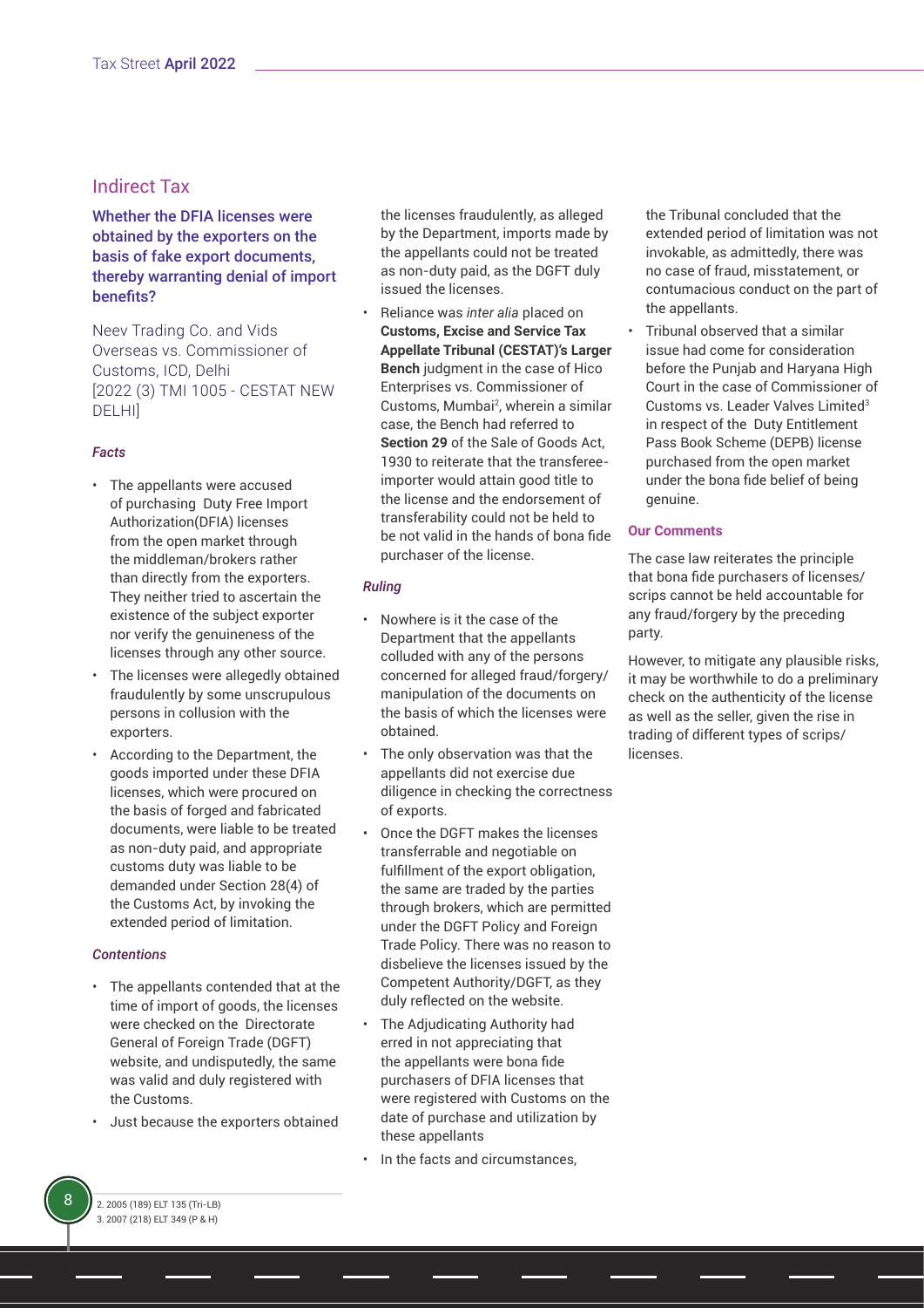## Indirect Tax

### Whether the DFIA licenses were obtained by the exporters on the basis of fake export documents, thereby warranting denial of import benefits?

Neev Trading Co. and Vids Overseas vs. Commissioner of Customs, ICD, Delhi [2022 (3) TMI 1005 - CESTAT NEW DELHI]

#### *Facts*

- The appellants were accused of purchasing Duty Free Import Authorization(DFIA) licenses from the open market through the middleman/brokers rather than directly from the exporters. They neither tried to ascertain the existence of the subject exporter nor verify the genuineness of the licenses through any other source.
- The licenses were allegedly obtained fraudulently by some unscrupulous persons in collusion with the exporters.
- According to the Department, the goods imported under these DFIA licenses, which were procured on the basis of forged and fabricated documents, were liable to be treated as non-duty paid, and appropriate customs duty was liable to be demanded under Section 28(4) of the Customs Act, by invoking the extended period of limitation.

#### *Contentions*

- The appellants contended that at the time of import of goods, the licenses were checked on the Directorate General of Foreign Trade (DGFT) website, and undisputedly, the same was valid and duly registered with the Customs.
- Just because the exporters obtained the licenses fraudulently, as alleged by the Department, imports made by the appellants could not be treated as non-duty paid, as the DGFT duly issued the licenses.
- Reliance was *inter alia* placed on **Customs, Excise and Service Tax Appellate Tribunal (CESTAT)'s Larger Bench** judgment in the case of Hico Enterprises vs. Commissioner of Customs, Mumbai[2], wherein a similar case, the Bench had referred to **Section 29** of the Sale of Goods Act, 1930 to reiterate that the transferee-importer would attain good title to the license and the endorsement of transferability could not be held to be not valid in the hands of bona fide purchaser of the license.

#### *Ruling*

- Nowhere is it the case of the Department that the appellants colluded with any of the persons concerned for alleged fraud/forgery/manipulation of the documents on the basis of which the licenses were obtained.
- The only observation was that the appellants did not exercise due diligence in checking the correctness of exports.
- Once the DGFT makes the licenses transferrable and negotiable on fulfillment of the export obligation, the same are traded by the parties through brokers, which are permitted under the DGFT Policy and Foreign Trade Policy. There was no reason to disbelieve the licenses issued by the Competent Authority/DGFT, as they duly reflected on the website.
- The Adjudicating Authority had erred in not appreciating that the appellants were bona fide purchasers of DFIA licenses that were registered with Customs on the date of purchase and utilization by these appellants
- In the facts and circumstances, the Tribunal concluded that the extended period of limitation was not invokable, as admittedly, there was no case of fraud, misstatement, or contumacious conduct on the part of the appellants.
- Tribunal observed that a similar issue had come for consideration before the Punjab and Haryana High Court in the case of Commissioner of Customs vs. Leader Valves Limited[3] in respect of the Duty Entitlement Pass Book Scheme (DEPB) license purchased from the open market under the bona fide belief of being genuine.

#### **Our Comments**

The case law reiterates the principle that bona fide purchasers of licenses/scrips cannot be held accountable for any fraud/forgery by the preceding party.

However, to mitigate any plausible risks, it may be worthwhile to do a preliminary check on the authenticity of the license as well as the seller, given the rise in trading of different types of scrips/licenses.

2. 2005 (189) ELT 135 (Tri-LB)
3. 2007 (218) ELT 349 (P & H)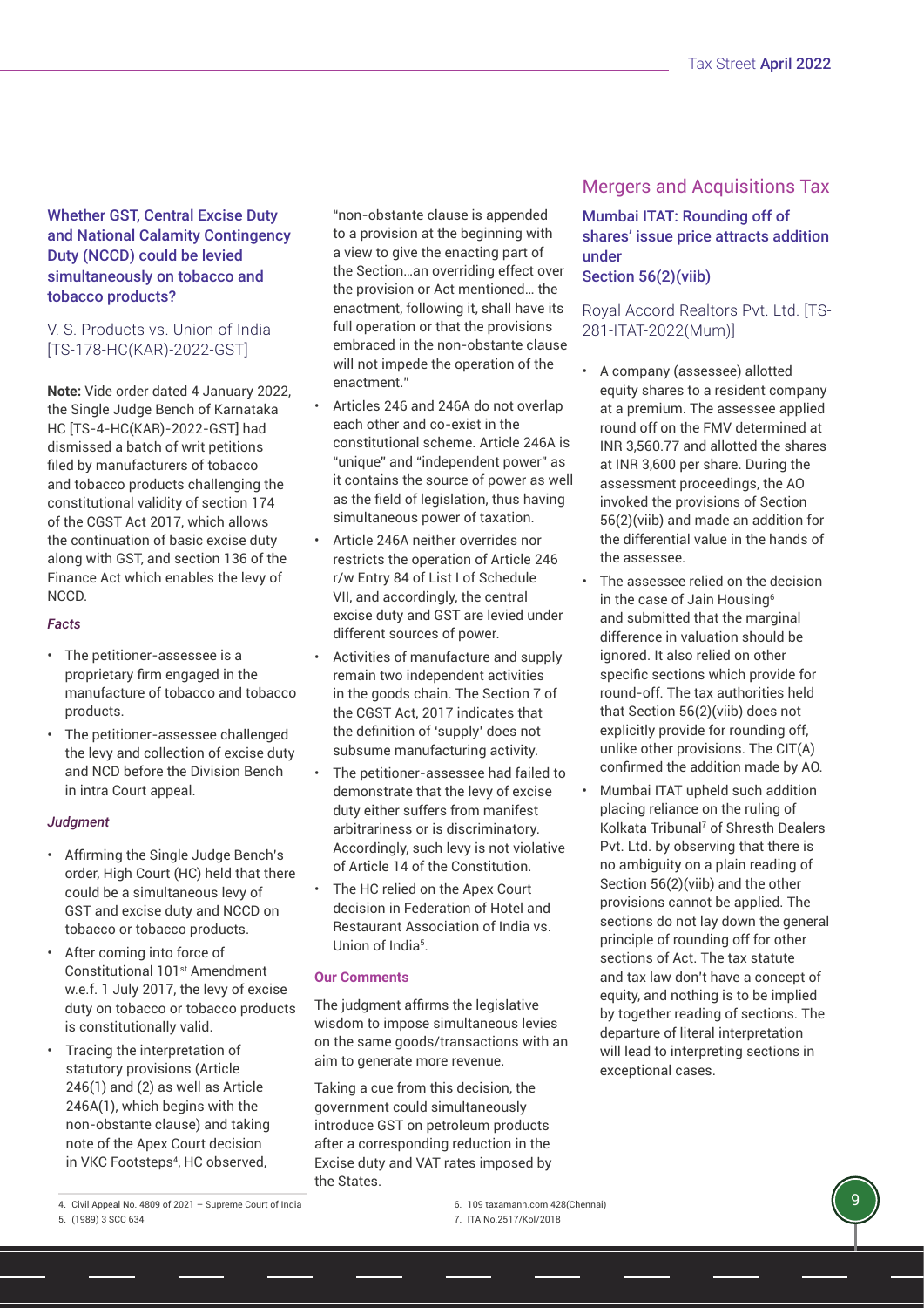### Whether GST, Central Excise Duty and National Calamity Contingency Duty (NCCD) could be levied simultaneously on tobacco and tobacco products?

V. S. Products vs. Union of India [TS-178-HC(KAR)-2022-GST]

**Note:** Vide order dated 4 January 2022, the Single Judge Bench of Karnataka HC [TS-4-HC(KAR)-2022-GST] had dismissed a batch of writ petitions filed by manufacturers of tobacco and tobacco products challenging the constitutional validity of section 174 of the CGST Act 2017, which allows the continuation of basic excise duty along with GST, and section 136 of the Finance Act which enables the levy of NCCD.

***Facts***

- The petitioner-assessee is a proprietary firm engaged in the manufacture of tobacco and tobacco products.
- The petitioner-assessee challenged the levy and collection of excise duty and NCD before the Division Bench in intra Court appeal.

***Judgment***

- Affirming the Single Judge Bench's order, High Court (HC) held that there could be a simultaneous levy of GST and excise duty and NCCD on tobacco or tobacco products.
- After coming into force of Constitutional 101st Amendment w.e.f. 1 July 2017, the levy of excise duty on tobacco or tobacco products is constitutionally valid.
- Tracing the interpretation of statutory provisions (Article 246(1) and (2) as well as Article 246A(1), which begins with the non-obstante clause) and taking note of the Apex Court decision in VKC Footsteps[4], HC observed, "non-obstante clause is appended to a provision at the beginning with a view to give the enacting part of the Section…an overriding effect over the provision or Act mentioned… the enactment, following it, shall have its full operation or that the provisions embraced in the non-obstante clause will not impede the operation of the enactment."
- Articles 246 and 246A do not overlap each other and co-exist in the constitutional scheme. Article 246A is "unique" and "independent power" as it contains the source of power as well as the field of legislation, thus having simultaneous power of taxation.
- Article 246A neither overrides nor restricts the operation of Article 246 r/w Entry 84 of List I of Schedule VII, and accordingly, the central excise duty and GST are levied under different sources of power.
- Activities of manufacture and supply remain two independent activities in the goods chain. The Section 7 of the CGST Act, 2017 indicates that the definition of 'supply' does not subsume manufacturing activity.
- The petitioner-assessee had failed to demonstrate that the levy of excise duty either suffers from manifest arbitrariness or is discriminatory. Accordingly, such levy is not violative of Article 14 of the Constitution.
- The HC relied on the Apex Court decision in Federation of Hotel and Restaurant Association of India vs. Union of India[5].

**Our Comments**

The judgment affirms the legislative wisdom to impose simultaneous levies on the same goods/transactions with an aim to generate more revenue.

Taking a cue from this decision, the government could simultaneously introduce GST on petroleum products after a corresponding reduction in the Excise duty and VAT rates imposed by the States.

## Mergers and Acquisitions Tax

### Mumbai ITAT: Rounding off of shares' issue price attracts addition under Section 56(2)(viib)

Royal Accord Realtors Pvt. Ltd. [TS-281-ITAT-2022(Mum)]

- A company (assessee) allotted equity shares to a resident company at a premium. The assessee applied round off on the FMV determined at INR 3,560.77 and allotted the shares at INR 3,600 per share. During the assessment proceedings, the AO invoked the provisions of Section 56(2)(viib) and made an addition for the differential value in the hands of the assessee.
- The assessee relied on the decision in the case of Jain Housing[6] and submitted that the marginal difference in valuation should be ignored. It also relied on other specific sections which provide for round-off. The tax authorities held that Section 56(2)(viib) does not explicitly provide for rounding off, unlike other provisions. The CIT(A) confirmed the addition made by AO.
- Mumbai ITAT upheld such addition placing reliance on the ruling of Kolkata Tribunal[7] of Shresth Dealers Pvt. Ltd. by observing that there is no ambiguity on a plain reading of Section 56(2)(viib) and the other provisions cannot be applied. The sections do not lay down the general principle of rounding off for other sections of Act. The tax statute and tax law don't have a concept of equity, and nothing is to be implied by together reading of sections. The departure of literal interpretation will lead to interpreting sections in exceptional cases.

4. Civil Appeal No. 4809 of 2021 – Supreme Court of India
5. (1989) 3 SCC 634
6. 109 taxamann.com 428(Chennai)
7. ITA No.2517/Kol/2018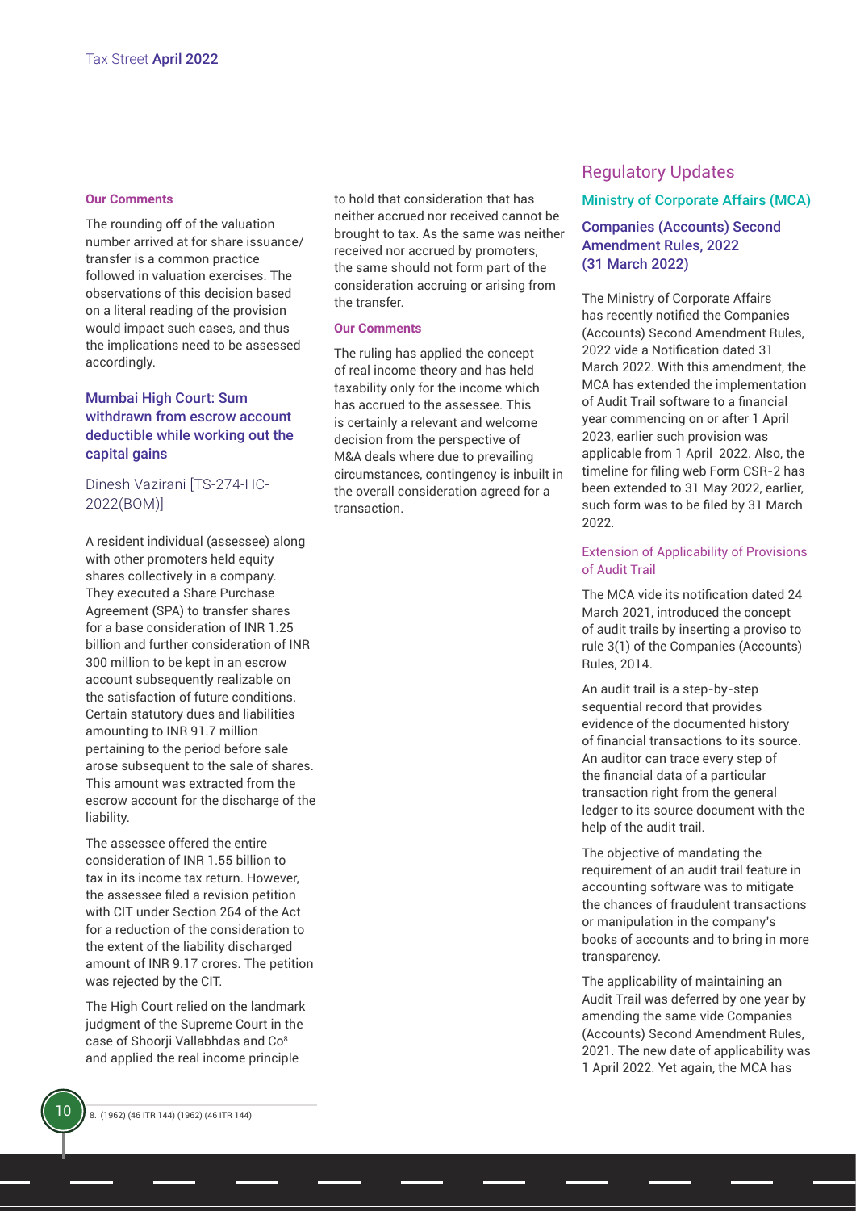#### Our Comments

The rounding off of the valuation number arrived at for share issuance/ transfer is a common practice followed in valuation exercises. The observations of this decision based on a literal reading of the provision would impact such cases, and thus the implications need to be assessed accordingly.

### Mumbai High Court: Sum withdrawn from escrow account deductible while working out the capital gains

Dinesh Vazirani [TS-274-HC-2022(BOM)]

A resident individual (assessee) along with other promoters held equity shares collectively in a company. They executed a Share Purchase Agreement (SPA) to transfer shares for a base consideration of INR 1.25 billion and further consideration of INR 300 million to be kept in an escrow account subsequently realizable on the satisfaction of future conditions. Certain statutory dues and liabilities amounting to INR 91.7 million pertaining to the period before sale arose subsequent to the sale of shares. This amount was extracted from the escrow account for the discharge of the liability.

The assessee offered the entire consideration of INR 1.55 billion to tax in its income tax return. However, the assessee filed a revision petition with CIT under Section 264 of the Act for a reduction of the consideration to the extent of the liability discharged amount of INR 9.17 crores. The petition was rejected by the CIT.

The High Court relied on the landmark judgment of the Supreme Court in the case of Shoorji Vallabhdas and Co[8] and applied the real income principle to hold that consideration that has neither accrued nor received cannot be brought to tax. As the same was neither received nor accrued by promoters, the same should not form part of the consideration accruing or arising from the transfer.

#### Our Comments

The ruling has applied the concept of real income theory and has held taxability only for the income which has accrued to the assessee. This is certainly a relevant and welcome decision from the perspective of M&A deals where due to prevailing circumstances, contingency is inbuilt in the overall consideration agreed for a transaction.

## Regulatory Updates

### Ministry of Corporate Affairs (MCA)

### Companies (Accounts) Second Amendment Rules, 2022 (31 March 2022)

The Ministry of Corporate Affairs has recently notified the Companies (Accounts) Second Amendment Rules, 2022 vide a Notification dated 31 March 2022. With this amendment, the MCA has extended the implementation of Audit Trail software to a financial year commencing on or after 1 April 2023, earlier such provision was applicable from 1 April 2022. Also, the timeline for filing web Form CSR-2 has been extended to 31 May 2022, earlier, such form was to be filed by 31 March 2022.

#### Extension of Applicability of Provisions of Audit Trail

The MCA vide its notification dated 24 March 2021, introduced the concept of audit trails by inserting a proviso to rule 3(1) of the Companies (Accounts) Rules, 2014.

An audit trail is a step-by-step sequential record that provides evidence of the documented history of financial transactions to its source. An auditor can trace every step of the financial data of a particular transaction right from the general ledger to its source document with the help of the audit trail.

The objective of mandating the requirement of an audit trail feature in accounting software was to mitigate the chances of fraudulent transactions or manipulation in the company's books of accounts and to bring in more transparency.

The applicability of maintaining an Audit Trail was deferred by one year by amending the same vide Companies (Accounts) Second Amendment Rules, 2021. The new date of applicability was 1 April 2022. Yet again, the MCA has

8. (1962) (46 ITR 144) (1962) (46 ITR 144)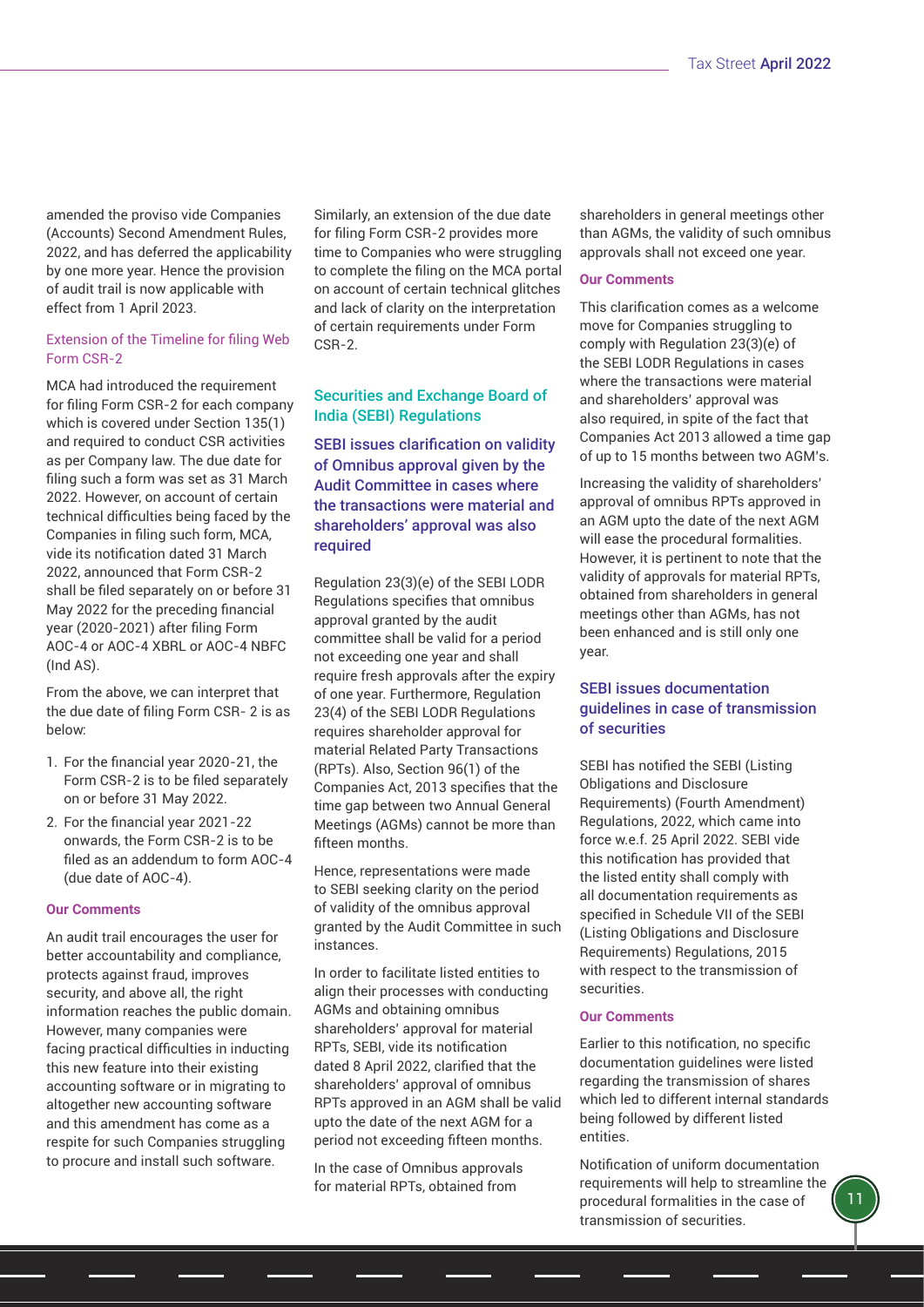amended the proviso vide Companies (Accounts) Second Amendment Rules, 2022, and has deferred the applicability by one more year. Hence the provision of audit trail is now applicable with effect from 1 April 2023.

### Extension of the Timeline for filing Web Form CSR-2

MCA had introduced the requirement for filing Form CSR-2 for each company which is covered under Section 135(1) and required to conduct CSR activities as per Company law. The due date for filing such a form was set as 31 March 2022. However, on account of certain technical difficulties being faced by the Companies in filing such form, MCA, vide its notification dated 31 March 2022, announced that Form CSR-2 shall be filed separately on or before 31 May 2022 for the preceding financial year (2020-2021) after filing Form AOC-4 or AOC-4 XBRL or AOC-4 NBFC (Ind AS).

From the above, we can interpret that the due date of filing Form CSR- 2 is as below:

1. For the financial year 2020-21, the Form CSR-2 is to be filed separately on or before 31 May 2022.
2. For the financial year 2021-22 onwards, the Form CSR-2 is to be filed as an addendum to form AOC-4 (due date of AOC-4).

**Our Comments**

An audit trail encourages the user for better accountability and compliance, protects against fraud, improves security, and above all, the right information reaches the public domain. However, many companies were facing practical difficulties in inducting this new feature into their existing accounting software or in migrating to altogether new accounting software and this amendment has come as a respite for such Companies struggling to procure and install such software.

Similarly, an extension of the due date for filing Form CSR-2 provides more time to Companies who were struggling to complete the filing on the MCA portal on account of certain technical glitches and lack of clarity on the interpretation of certain requirements under Form CSR-2.

## Securities and Exchange Board of India (SEBI) Regulations

### SEBI issues clarification on validity of Omnibus approval given by the Audit Committee in cases where the transactions were material and shareholders' approval was also required

Regulation 23(3)(e) of the SEBI LODR Regulations specifies that omnibus approval granted by the audit committee shall be valid for a period not exceeding one year and shall require fresh approvals after the expiry of one year. Furthermore, Regulation 23(4) of the SEBI LODR Regulations requires shareholder approval for material Related Party Transactions (RPTs). Also, Section 96(1) of the Companies Act, 2013 specifies that the time gap between two Annual General Meetings (AGMs) cannot be more than fifteen months.

Hence, representations were made to SEBI seeking clarity on the period of validity of the omnibus approval granted by the Audit Committee in such instances.

In order to facilitate listed entities to align their processes with conducting AGMs and obtaining omnibus shareholders' approval for material RPTs, SEBI, vide its notification dated 8 April 2022, clarified that the shareholders' approval of omnibus RPTs approved in an AGM shall be valid upto the date of the next AGM for a period not exceeding fifteen months.

In the case of Omnibus approvals for material RPTs, obtained from shareholders in general meetings other than AGMs, the validity of such omnibus approvals shall not exceed one year.

**Our Comments**

This clarification comes as a welcome move for Companies struggling to comply with Regulation 23(3)(e) of the SEBI LODR Regulations in cases where the transactions were material and shareholders' approval was also required, in spite of the fact that Companies Act 2013 allowed a time gap of up to 15 months between two AGM's.

Increasing the validity of shareholders' approval of omnibus RPTs approved in an AGM upto the date of the next AGM will ease the procedural formalities. However, it is pertinent to note that the validity of approvals for material RPTs, obtained from shareholders in general meetings other than AGMs, has not been enhanced and is still only one year.

### SEBI issues documentation guidelines in case of transmission of securities

SEBI has notified the SEBI (Listing Obligations and Disclosure Requirements) (Fourth Amendment) Regulations, 2022, which came into force w.e.f. 25 April 2022. SEBI vide this notification has provided that the listed entity shall comply with all documentation requirements as specified in Schedule VII of the SEBI (Listing Obligations and Disclosure Requirements) Regulations, 2015 with respect to the transmission of securities.

**Our Comments**

Earlier to this notification, no specific documentation guidelines were listed regarding the transmission of shares which led to different internal standards being followed by different listed entities.

Notification of uniform documentation requirements will help to streamline the procedural formalities in the case of transmission of securities.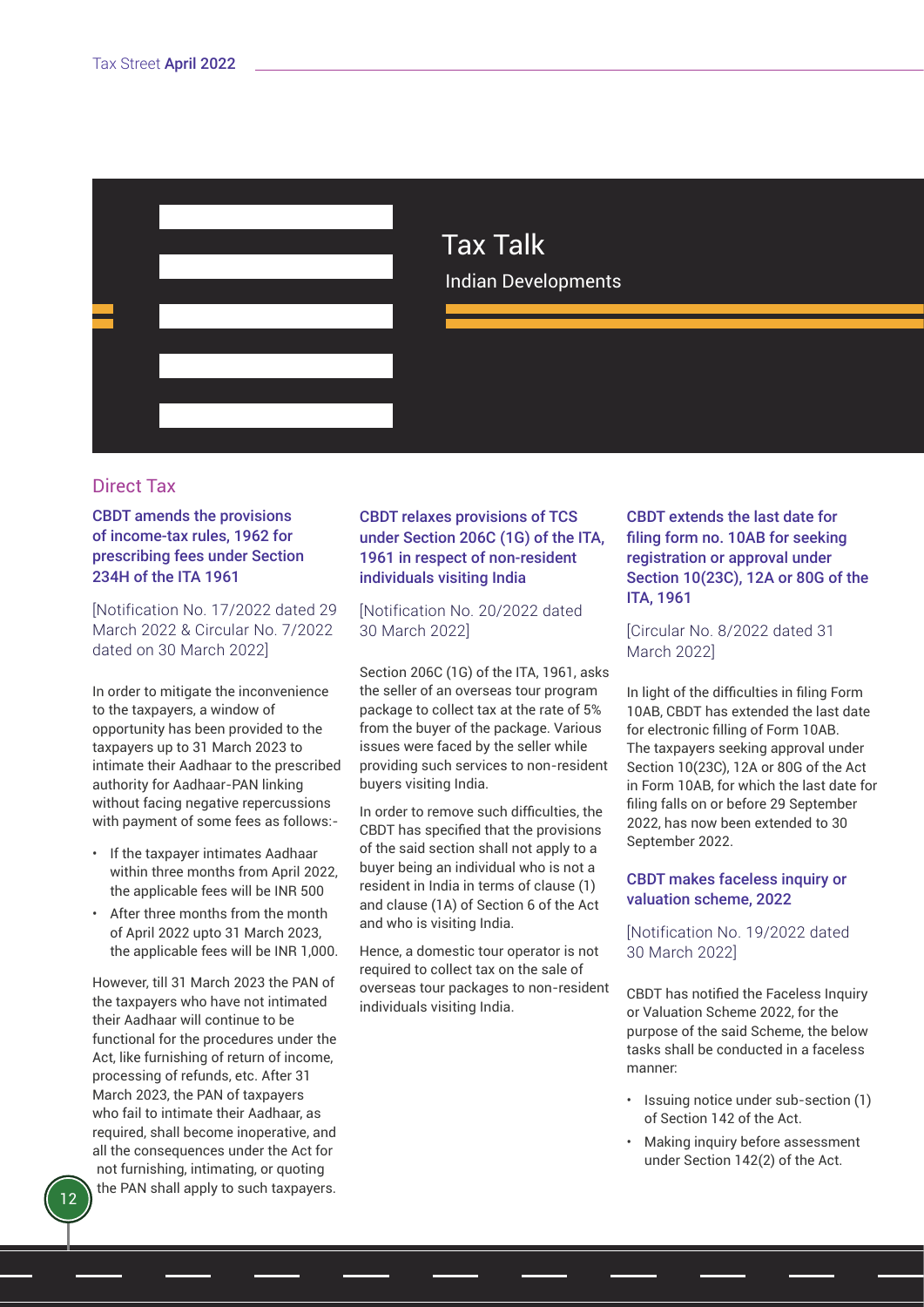# Tax Talk

## Indian Developments

## Direct Tax

### CBDT amends the provisions of income-tax rules, 1962 for prescribing fees under Section 234H of the ITA 1961

[Notification No. 17/2022 dated 29 March 2022 & Circular No. 7/2022 dated on 30 March 2022]

In order to mitigate the inconvenience to the taxpayers, a window of opportunity has been provided to the taxpayers up to 31 March 2023 to intimate their Aadhaar to the prescribed authority for Aadhaar-PAN linking without facing negative repercussions with payment of some fees as follows:-

- If the taxpayer intimates Aadhaar within three months from April 2022, the applicable fees will be INR 500
- After three months from the month of April 2022 upto 31 March 2023, the applicable fees will be INR 1,000.

However, till 31 March 2023 the PAN of the taxpayers who have not intimated their Aadhaar will continue to be functional for the procedures under the Act, like furnishing of return of income, processing of refunds, etc. After 31 March 2023, the PAN of taxpayers who fail to intimate their Aadhaar, as required, shall become inoperative, and all the consequences under the Act for not furnishing, intimating, or quoting the PAN shall apply to such taxpayers.

### CBDT relaxes provisions of TCS under Section 206C (1G) of the ITA, 1961 in respect of non-resident individuals visiting India

[Notification No. 20/2022 dated 30 March 2022]

Section 206C (1G) of the ITA, 1961, asks the seller of an overseas tour program package to collect tax at the rate of 5% from the buyer of the package. Various issues were faced by the seller while providing such services to non-resident buyers visiting India.

In order to remove such difficulties, the CBDT has specified that the provisions of the said section shall not apply to a buyer being an individual who is not a resident in India in terms of clause (1) and clause (1A) of Section 6 of the Act and who is visiting India.

Hence, a domestic tour operator is not required to collect tax on the sale of overseas tour packages to non-resident individuals visiting India.

### CBDT extends the last date for filing form no. 10AB for seeking registration or approval under Section 10(23C), 12A or 80G of the ITA, 1961

[Circular No. 8/2022 dated 31 March 2022]

In light of the difficulties in filing Form 10AB, CBDT has extended the last date for electronic filling of Form 10AB. The taxpayers seeking approval under Section 10(23C), 12A or 80G of the Act in Form 10AB, for which the last date for filing falls on or before 29 September 2022, has now been extended to 30 September 2022.

### CBDT makes faceless inquiry or valuation scheme, 2022

[Notification No. 19/2022 dated 30 March 2022]

CBDT has notified the Faceless Inquiry or Valuation Scheme 2022, for the purpose of the said Scheme, the below tasks shall be conducted in a faceless manner:

- Issuing notice under sub-section (1) of Section 142 of the Act.
- Making inquiry before assessment under Section 142(2) of the Act.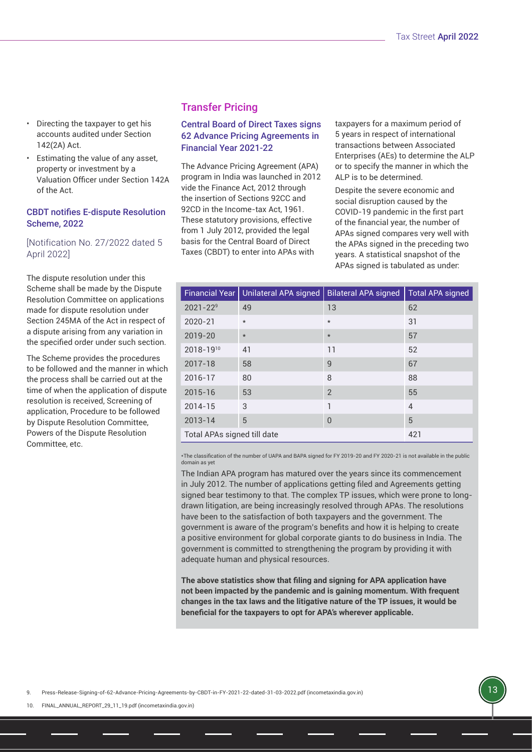- Directing the taxpayer to get his accounts audited under Section 142(2A) Act.
- Estimating the value of any asset, property or investment by a Valuation Officer under Section 142A of the Act.

### CBDT notifies E-dispute Resolution Scheme, 2022

[Notification No. 27/2022 dated 5 April 2022]

The dispute resolution under this Scheme shall be made by the Dispute Resolution Committee on applications made for dispute resolution under Section 245MA of the Act in respect of a dispute arising from any variation in the specified order under such section.

The Scheme provides the procedures to be followed and the manner in which the process shall be carried out at the time of when the application of dispute resolution is received, Screening of application, Procedure to be followed by Dispute Resolution Committee, Powers of the Dispute Resolution Committee, etc.

## Transfer Pricing

### Central Board of Direct Taxes signs 62 Advance Pricing Agreements in Financial Year 2021-22

The Advance Pricing Agreement (APA) program in India was launched in 2012 vide the Finance Act, 2012 through the insertion of Sections 92CC and 92CD in the Income-tax Act, 1961. These statutory provisions, effective from 1 July 2012, provided the legal basis for the Central Board of Direct Taxes (CBDT) to enter into APAs with taxpayers for a maximum period of 5 years in respect of international transactions between Associated Enterprises (AEs) to determine the ALP or to specify the manner in which the ALP is to be determined.

Despite the severe economic and social disruption caused by the COVID-19 pandemic in the first part of the financial year, the number of APAs signed compares very well with the APAs signed in the preceding two years. A statistical snapshot of the APAs signed is tabulated as under:

| Financial Year | Unilateral APA signed | Bilateral APA signed | Total APA signed |
|---|---|---|---|
| 2021-22[9] | 49 | 13 | 62 |
| 2020-21 | * | * | 31 |
| 2019-20 | * | * | 57 |
| 2018-19[10] | 41 | 11 | 52 |
| 2017-18 | 58 | 9 | 67 |
| 2016-17 | 80 | 8 | 88 |
| 2015-16 | 53 | 2 | 55 |
| 2014-15 | 3 | 1 | 4 |
| 2013-14 | 5 | 0 | 5 |
| Total APAs signed till date | | | 421 |

*The classification of the number of UAPA and BAPA signed for FY 2019-20 and FY 2020-21 is not available in the public domain as yet

The Indian APA program has matured over the years since its commencement in July 2012. The number of applications getting filed and Agreements getting signed bear testimony to that. The complex TP issues, which were prone to long-drawn litigation, are being increasingly resolved through APAs. The resolutions have been to the satisfaction of both taxpayers and the government. The government is aware of the program's benefits and how it is helping to create a positive environment for global corporate giants to do business in India. The government is committed to strengthening the program by providing it with adequate human and physical resources.

**The above statistics show that filing and signing for APA application have not been impacted by the pandemic and is gaining momentum. With frequent changes in the tax laws and the litigative nature of the TP issues, it would be beneficial for the taxpayers to opt for APA's wherever applicable.**

9. Press-Release-Signing-of-62-Advance-Pricing-Agreements-by-CBDT-in-FY-2021-22-dated-31-03-2022.pdf (incometaxindia.gov.in)

10. FINAL_ANNUAL_REPORT_29_11_19.pdf (incometaxindia.gov.in)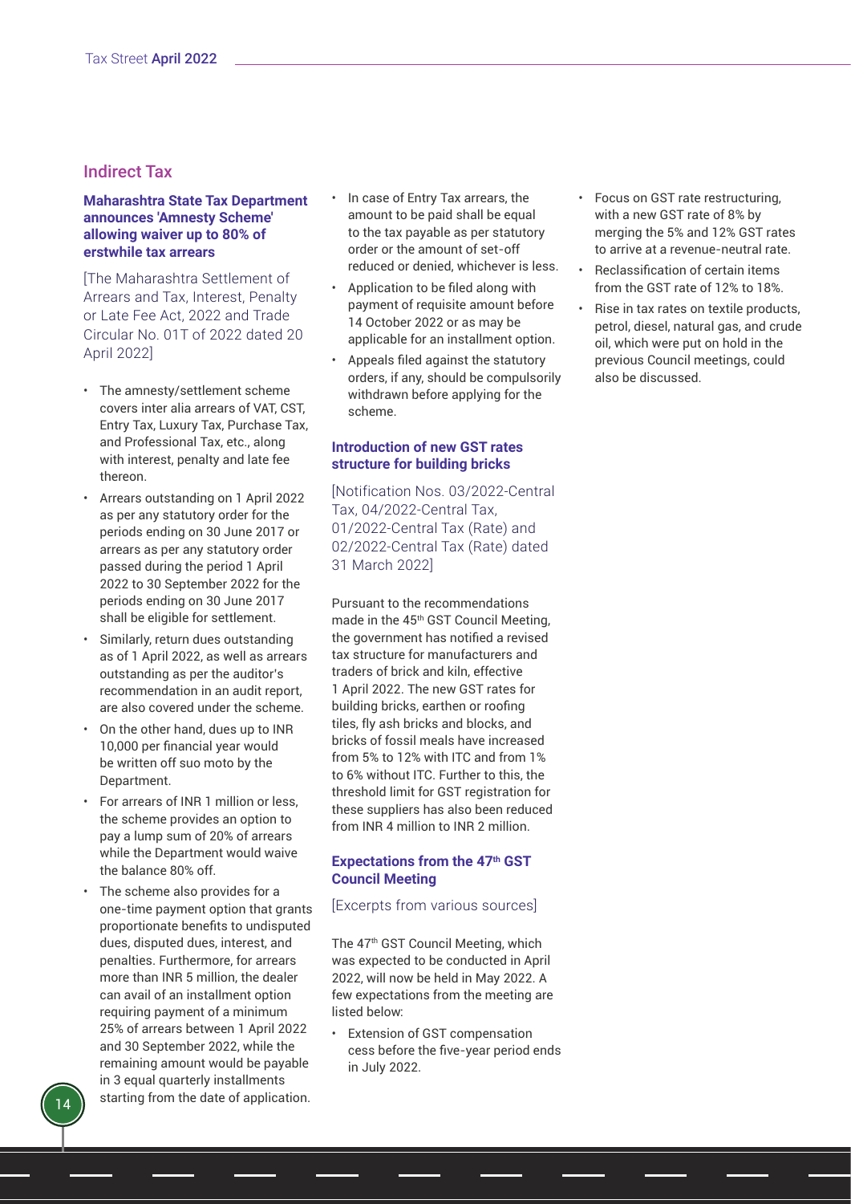## Indirect Tax

### Maharashtra State Tax Department announces 'Amnesty Scheme' allowing waiver up to 80% of erstwhile tax arrears

[The Maharashtra Settlement of Arrears and Tax, Interest, Penalty or Late Fee Act, 2022 and Trade Circular No. 01T of 2022 dated 20 April 2022]

- The amnesty/settlement scheme covers inter alia arrears of VAT, CST, Entry Tax, Luxury Tax, Purchase Tax, and Professional Tax, etc., along with interest, penalty and late fee thereon.
- Arrears outstanding on 1 April 2022 as per any statutory order for the periods ending on 30 June 2017 or arrears as per any statutory order passed during the period 1 April 2022 to 30 September 2022 for the periods ending on 30 June 2017 shall be eligible for settlement.
- Similarly, return dues outstanding as of 1 April 2022, as well as arrears outstanding as per the auditor's recommendation in an audit report, are also covered under the scheme.
- On the other hand, dues up to INR 10,000 per financial year would be written off suo moto by the Department.
- For arrears of INR 1 million or less, the scheme provides an option to pay a lump sum of 20% of arrears while the Department would waive the balance 80% off.
- The scheme also provides for a one-time payment option that grants proportionate benefits to undisputed dues, disputed dues, interest, and penalties. Furthermore, for arrears more than INR 5 million, the dealer can avail of an installment option requiring payment of a minimum 25% of arrears between 1 April 2022 and 30 September 2022, while the remaining amount would be payable in 3 equal quarterly installments starting from the date of application.
- In case of Entry Tax arrears, the amount to be paid shall be equal to the tax payable as per statutory order or the amount of set-off reduced or denied, whichever is less.
- Application to be filed along with payment of requisite amount before 14 October 2022 or as may be applicable for an installment option.
- Appeals filed against the statutory orders, if any, should be compulsorily withdrawn before applying for the scheme.

### Introduction of new GST rates structure for building bricks

[Notification Nos. 03/2022-Central Tax, 04/2022-Central Tax, 01/2022-Central Tax (Rate) and 02/2022-Central Tax (Rate) dated 31 March 2022]

Pursuant to the recommendations made in the 45th GST Council Meeting, the government has notified a revised tax structure for manufacturers and traders of brick and kiln, effective 1 April 2022. The new GST rates for building bricks, earthen or roofing tiles, fly ash bricks and blocks, and bricks of fossil meals have increased from 5% to 12% with ITC and from 1% to 6% without ITC. Further to this, the threshold limit for GST registration for these suppliers has also been reduced from INR 4 million to INR 2 million.

### Expectations from the 47th GST Council Meeting

[Excerpts from various sources]

The 47th GST Council Meeting, which was expected to be conducted in April 2022, will now be held in May 2022. A few expectations from the meeting are listed below:

- Extension of GST compensation cess before the five-year period ends in July 2022.
- Focus on GST rate restructuring, with a new GST rate of 8% by merging the 5% and 12% GST rates to arrive at a revenue-neutral rate.
- Reclassification of certain items from the GST rate of 12% to 18%.
- Rise in tax rates on textile products, petrol, diesel, natural gas, and crude oil, which were put on hold in the previous Council meetings, could also be discussed.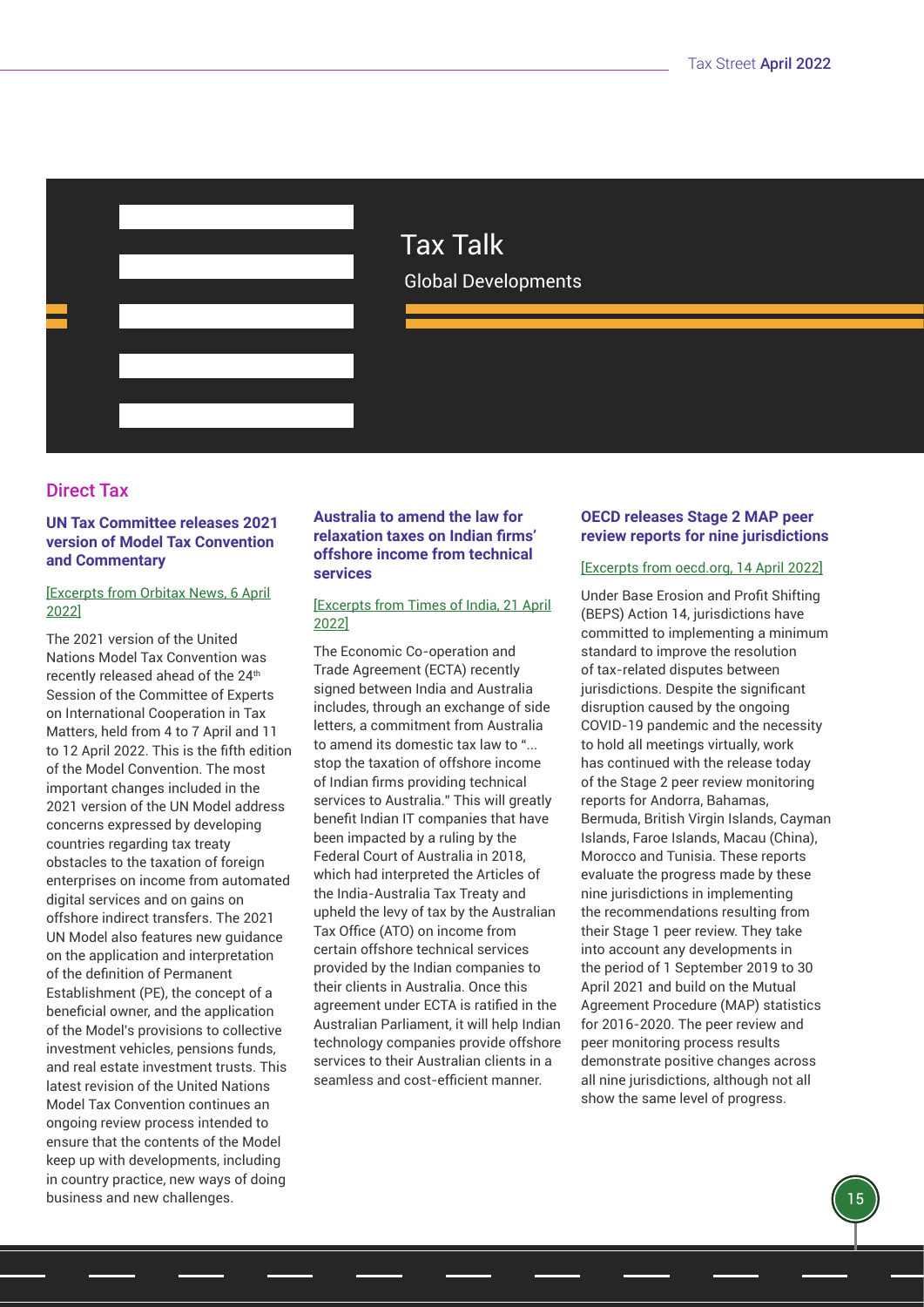# Tax Talk

Global Developments

## Direct Tax

### UN Tax Committee releases 2021 version of Model Tax Convention and Commentary

[Excerpts from Orbitax News, 6 April 2022]

The 2021 version of the United Nations Model Tax Convention was recently released ahead of the 24th Session of the Committee of Experts on International Cooperation in Tax Matters, held from 4 to 7 April and 11 to 12 April 2022. This is the fifth edition of the Model Convention. The most important changes included in the 2021 version of the UN Model address concerns expressed by developing countries regarding tax treaty obstacles to the taxation of foreign enterprises on income from automated digital services and on gains on offshore indirect transfers. The 2021 UN Model also features new guidance on the application and interpretation of the definition of Permanent Establishment (PE), the concept of a beneficial owner, and the application of the Model's provisions to collective investment vehicles, pensions funds, and real estate investment trusts. This latest revision of the United Nations Model Tax Convention continues an ongoing review process intended to ensure that the contents of the Model keep up with developments, including in country practice, new ways of doing business and new challenges.

### Australia to amend the law for relaxation taxes on Indian firms' offshore income from technical services

[Excerpts from Times of India, 21 April 2022]

The Economic Co-operation and Trade Agreement (ECTA) recently signed between India and Australia includes, through an exchange of side letters, a commitment from Australia to amend its domestic tax law to "... stop the taxation of offshore income of Indian firms providing technical services to Australia." This will greatly benefit Indian IT companies that have been impacted by a ruling by the Federal Court of Australia in 2018, which had interpreted the Articles of the India-Australia Tax Treaty and upheld the levy of tax by the Australian Tax Office (ATO) on income from certain offshore technical services provided by the Indian companies to their clients in Australia. Once this agreement under ECTA is ratified in the Australian Parliament, it will help Indian technology companies provide offshore services to their Australian clients in a seamless and cost-efficient manner.

### OECD releases Stage 2 MAP peer review reports for nine jurisdictions

[Excerpts from oecd.org, 14 April 2022]

Under Base Erosion and Profit Shifting (BEPS) Action 14, jurisdictions have committed to implementing a minimum standard to improve the resolution of tax-related disputes between jurisdictions. Despite the significant disruption caused by the ongoing COVID-19 pandemic and the necessity to hold all meetings virtually, work has continued with the release today of the Stage 2 peer review monitoring reports for Andorra, Bahamas, Bermuda, British Virgin Islands, Cayman Islands, Faroe Islands, Macau (China), Morocco and Tunisia. These reports evaluate the progress made by these nine jurisdictions in implementing the recommendations resulting from their Stage 1 peer review. They take into account any developments in the period of 1 September 2019 to 30 April 2021 and build on the Mutual Agreement Procedure (MAP) statistics for 2016-2020. The peer review and peer monitoring process results demonstrate positive changes across all nine jurisdictions, although not all show the same level of progress.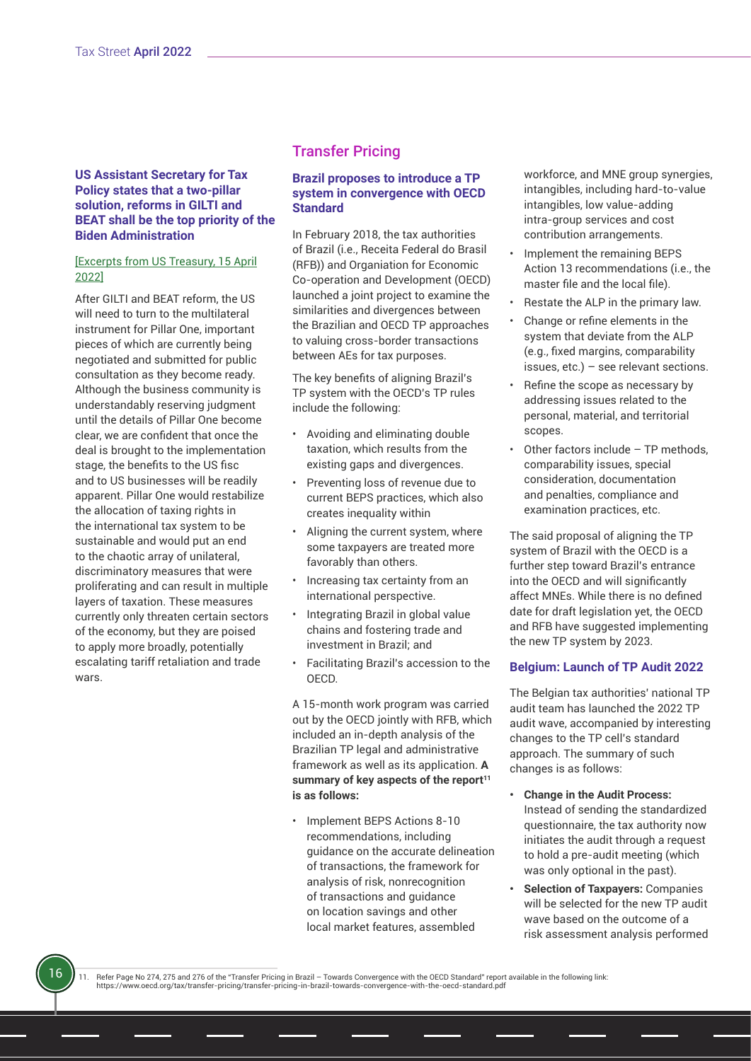**US Assistant Secretary for Tax Policy states that a two-pillar solution, reforms in GILTI and BEAT shall be the top priority of the Biden Administration**

[Excerpts from US Treasury, 15 April 2022]

After GILTI and BEAT reform, the US will need to turn to the multilateral instrument for Pillar One, important pieces of which are currently being negotiated and submitted for public consultation as they become ready. Although the business community is understandably reserving judgment until the details of Pillar One become clear, we are confident that once the deal is brought to the implementation stage, the benefits to the US fisc and to US businesses will be readily apparent. Pillar One would restabilize the allocation of taxing rights in the international tax system to be sustainable and would put an end to the chaotic array of unilateral, discriminatory measures that were proliferating and can result in multiple layers of taxation. These measures currently only threaten certain sectors of the economy, but they are poised to apply more broadly, potentially escalating tariff retaliation and trade wars.

## Transfer Pricing

### Brazil proposes to introduce a TP system in convergence with OECD Standard

In February 2018, the tax authorities of Brazil (i.e., Receita Federal do Brasil (RFB)) and Organiation for Economic Co-operation and Development (OECD) launched a joint project to examine the similarities and divergences between the Brazilian and OECD TP approaches to valuing cross-border transactions between AEs for tax purposes.

The key benefits of aligning Brazil's TP system with the OECD's TP rules include the following:

- Avoiding and eliminating double taxation, which results from the existing gaps and divergences.
- Preventing loss of revenue due to current BEPS practices, which also creates inequality within
- Aligning the current system, where some taxpayers are treated more favorably than others.
- Increasing tax certainty from an international perspective.
- Integrating Brazil in global value chains and fostering trade and investment in Brazil; and
- Facilitating Brazil's accession to the OECD.

A 15-month work program was carried out by the OECD jointly with RFB, which included an in-depth analysis of the Brazilian TP legal and administrative framework as well as its application. **A summary of key aspects of the report[11] is as follows:**

- Implement BEPS Actions 8-10 recommendations, including guidance on the accurate delineation of transactions, the framework for analysis of risk, nonrecognition of transactions and guidance on location savings and other local market features, assembled workforce, and MNE group synergies, intangibles, including hard-to-value intangibles, low value-adding intra-group services and cost contribution arrangements.
- Implement the remaining BEPS Action 13 recommendations (i.e., the master file and the local file).
- Restate the ALP in the primary law.
- Change or refine elements in the system that deviate from the ALP (e.g., fixed margins, comparability issues, etc.) – see relevant sections.
- Refine the scope as necessary by addressing issues related to the personal, material, and territorial scopes.
- Other factors include – TP methods, comparability issues, special consideration, documentation and penalties, compliance and examination practices, etc.

The said proposal of aligning the TP system of Brazil with the OECD is a further step toward Brazil's entrance into the OECD and will significantly affect MNEs. While there is no defined date for draft legislation yet, the OECD and RFB have suggested implementing the new TP system by 2023.

### Belgium: Launch of TP Audit 2022

The Belgian tax authorities' national TP audit team has launched the 2022 TP audit wave, accompanied by interesting changes to the TP cell's standard approach. The summary of such changes is as follows:

- **Change in the Audit Process:** Instead of sending the standardized questionnaire, the tax authority now initiates the audit through a request to hold a pre-audit meeting (which was only optional in the past).
- **Selection of Taxpayers:** Companies will be selected for the new TP audit wave based on the outcome of a risk assessment analysis performed

11. Refer Page No 274, 275 and 276 of the "Transfer Pricing in Brazil – Towards Convergence with the OECD Standard" report available in the following link: https://www.oecd.org/tax/transfer-pricing/transfer-pricing-in-brazil-towards-convergence-with-the-oecd-standard.pdf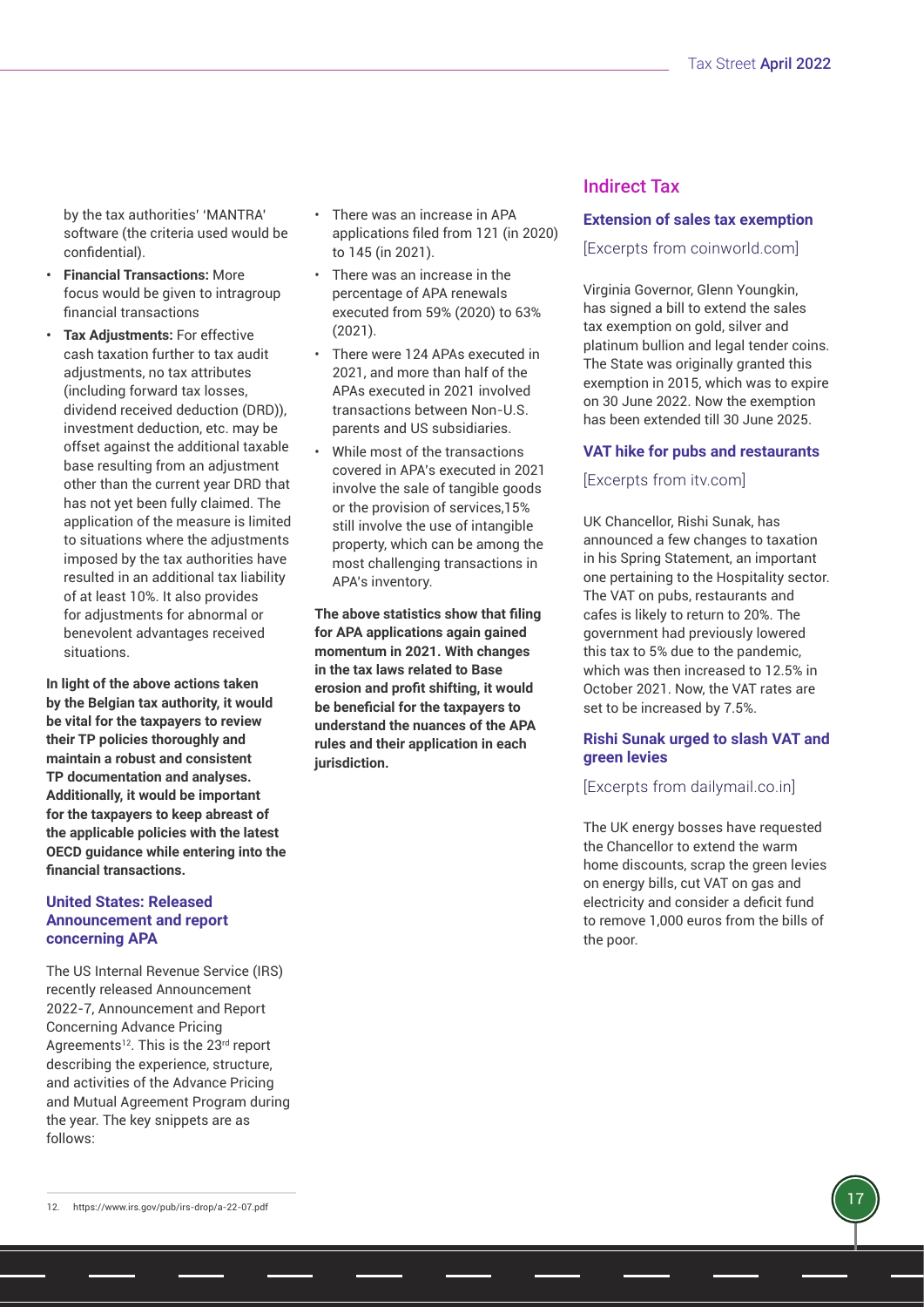by the tax authorities' 'MANTRA' software (the criteria used would be confidential).

- **Financial Transactions:** More focus would be given to intragroup financial transactions
- **Tax Adjustments:** For effective cash taxation further to tax audit adjustments, no tax attributes (including forward tax losses, dividend received deduction (DRD)), investment deduction, etc. may be offset against the additional taxable base resulting from an adjustment other than the current year DRD that has not yet been fully claimed. The application of the measure is limited to situations where the adjustments imposed by the tax authorities have resulted in an additional tax liability of at least 10%. It also provides for adjustments for abnormal or benevolent advantages received situations.

**In light of the above actions taken by the Belgian tax authority, it would be vital for the taxpayers to review their TP policies thoroughly and maintain a robust and consistent TP documentation and analyses. Additionally, it would be important for the taxpayers to keep abreast of the applicable policies with the latest OECD guidance while entering into the financial transactions.**

### United States: Released Announcement and report concerning APA

The US Internal Revenue Service (IRS) recently released Announcement 2022-7, Announcement and Report Concerning Advance Pricing Agreements[12]. This is the 23rd report describing the experience, structure, and activities of the Advance Pricing and Mutual Agreement Program during the year. The key snippets are as follows:

- There was an increase in APA applications filed from 121 (in 2020) to 145 (in 2021).
- There was an increase in the percentage of APA renewals executed from 59% (2020) to 63% (2021).
- There were 124 APAs executed in 2021, and more than half of the APAs executed in 2021 involved transactions between Non-U.S. parents and US subsidiaries.
- While most of the transactions covered in APA's executed in 2021 involve the sale of tangible goods or the provision of services,15% still involve the use of intangible property, which can be among the most challenging transactions in APA's inventory.

**The above statistics show that filing for APA applications again gained momentum in 2021. With changes in the tax laws related to Base erosion and profit shifting, it would be beneficial for the taxpayers to understand the nuances of the APA rules and their application in each jurisdiction.**

## Indirect Tax

### Extension of sales tax exemption

[Excerpts from coinworld.com]

Virginia Governor, Glenn Youngkin, has signed a bill to extend the sales tax exemption on gold, silver and platinum bullion and legal tender coins. The State was originally granted this exemption in 2015, which was to expire on 30 June 2022. Now the exemption has been extended till 30 June 2025.

### VAT hike for pubs and restaurants

[Excerpts from itv.com]

UK Chancellor, Rishi Sunak, has announced a few changes to taxation in his Spring Statement, an important one pertaining to the Hospitality sector. The VAT on pubs, restaurants and cafes is likely to return to 20%. The government had previously lowered this tax to 5% due to the pandemic, which was then increased to 12.5% in October 2021. Now, the VAT rates are set to be increased by 7.5%.

### Rishi Sunak urged to slash VAT and green levies

[Excerpts from dailymail.co.in]

The UK energy bosses have requested the Chancellor to extend the warm home discounts, scrap the green levies on energy bills, cut VAT on gas and electricity and consider a deficit fund to remove 1,000 euros from the bills of the poor.

---

12. https://www.irs.gov/pub/irs-drop/a-22-07.pdf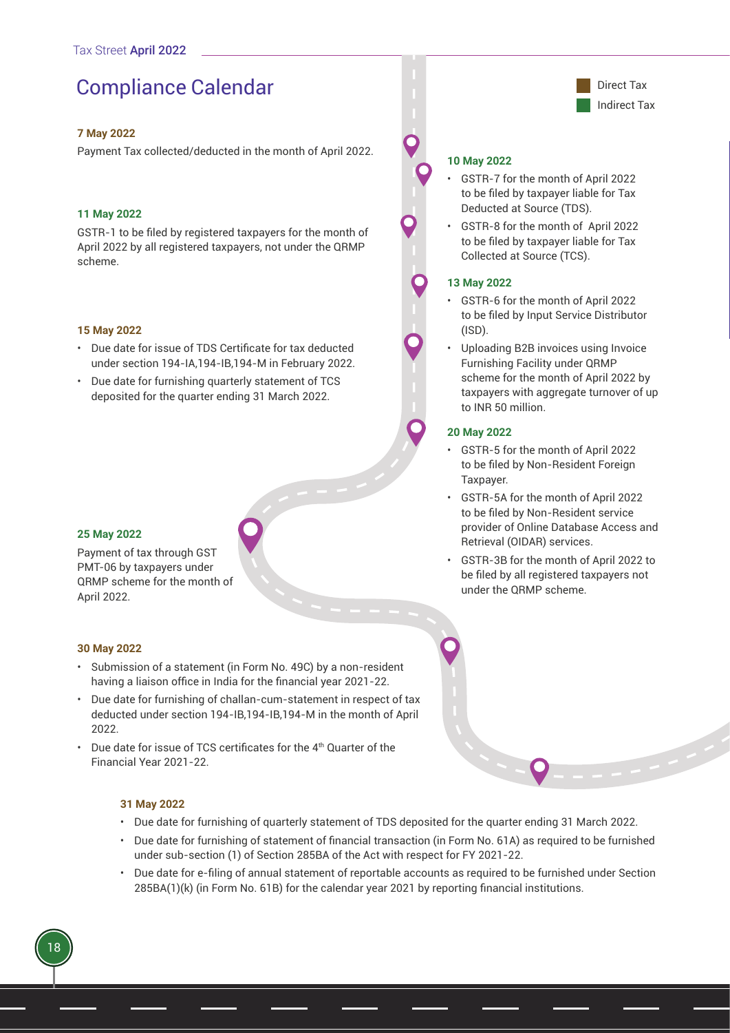# Compliance Calendar

Direct Tax

Indirect Tax

**7 May 2022**

Payment Tax collected/deducted in the month of April 2022.

**10 May 2022**

- GSTR-7 for the month of April 2022 to be filed by taxpayer liable for Tax Deducted at Source (TDS).
- GSTR-8 for the month of April 2022 to be filed by taxpayer liable for Tax Collected at Source (TCS).

**11 May 2022**

GSTR-1 to be filed by registered taxpayers for the month of April 2022 by all registered taxpayers, not under the QRMP scheme.

**13 May 2022**

- GSTR-6 for the month of April 2022 to be filed by Input Service Distributor (ISD).
- Uploading B2B invoices using Invoice Furnishing Facility under QRMP scheme for the month of April 2022 by taxpayers with aggregate turnover of up to INR 50 million.

**15 May 2022**

- Due date for issue of TDS Certificate for tax deducted under section 194-IA,194-IB,194-M in February 2022.
- Due date for furnishing quarterly statement of TCS deposited for the quarter ending 31 March 2022.

**20 May 2022**

- GSTR-5 for the month of April 2022 to be filed by Non-Resident Foreign Taxpayer.
- GSTR-5A for the month of April 2022 to be filed by Non-Resident service provider of Online Database Access and Retrieval (OIDAR) services.
- GSTR-3B for the month of April 2022 to be filed by all registered taxpayers not under the QRMP scheme.

**25 May 2022**

Payment of tax through GST PMT-06 by taxpayers under QRMP scheme for the month of April 2022.

**30 May 2022**

- Submission of a statement (in Form No. 49C) by a non-resident having a liaison office in India for the financial year 2021-22.
- Due date for furnishing of challan-cum-statement in respect of tax deducted under section 194-IB,194-IB,194-M in the month of April 2022.
- Due date for issue of TCS certificates for the 4th Quarter of the Financial Year 2021-22.

**31 May 2022**

- Due date for furnishing of quarterly statement of TDS deposited for the quarter ending 31 March 2022.
- Due date for furnishing of statement of financial transaction (in Form No. 61A) as required to be furnished under sub-section (1) of Section 285BA of the Act with respect for FY 2021-22.
- Due date for e-filing of annual statement of reportable accounts as required to be furnished under Section 285BA(1)(k) (in Form No. 61B) for the calendar year 2021 by reporting financial institutions.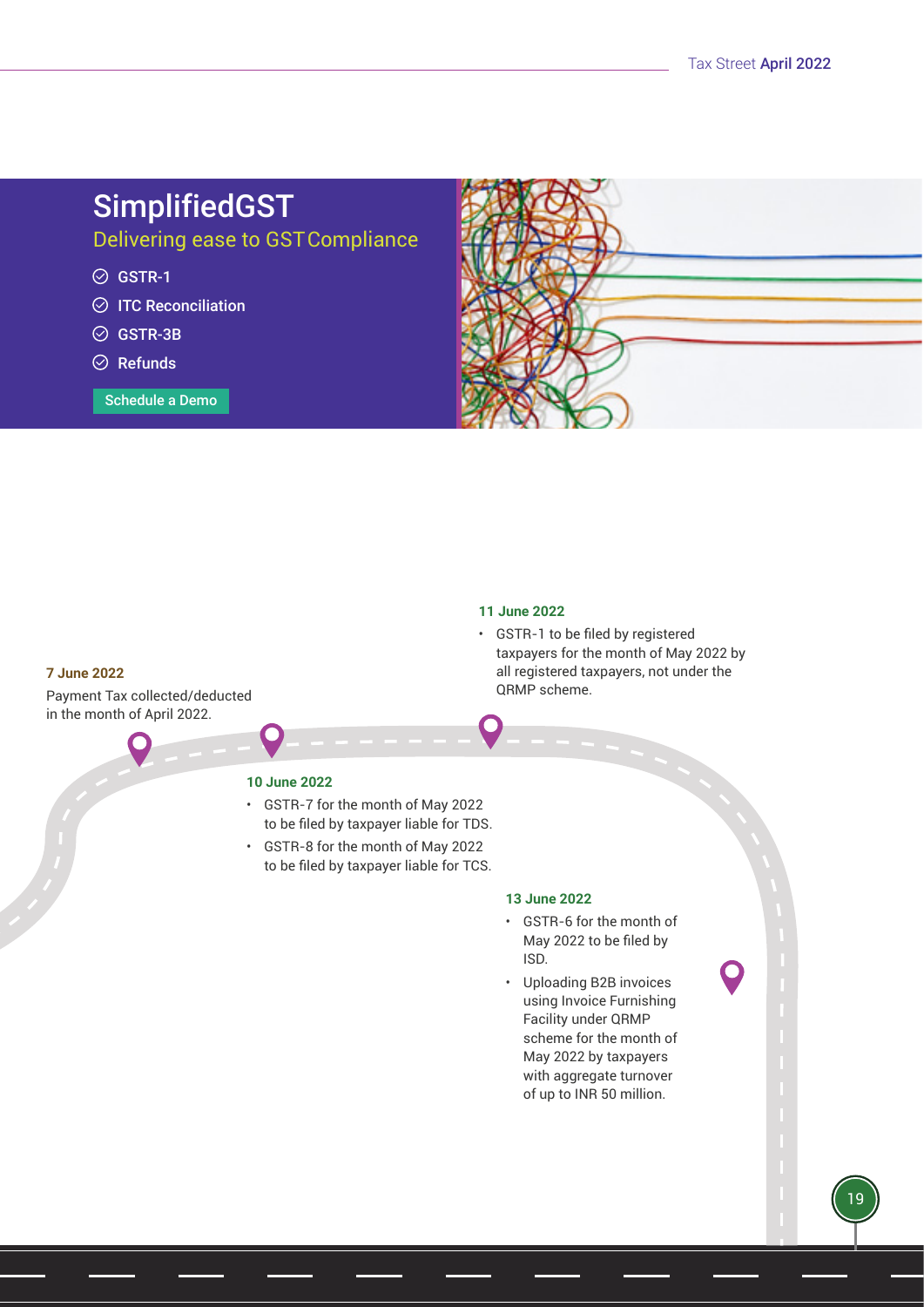## SimplifiedGST

Delivering ease to GST Compliance

- GSTR-1
- ITC Reconciliation
- GSTR-3B
- Refunds

Schedule a Demo

**7 June 2022**

Payment Tax collected/deducted in the month of April 2022.

**10 June 2022**

- GSTR-7 for the month of May 2022 to be filed by taxpayer liable for TDS.
- GSTR-8 for the month of May 2022 to be filed by taxpayer liable for TCS.

**11 June 2022**

- GSTR-1 to be filed by registered taxpayers for the month of May 2022 by all registered taxpayers, not under the QRMP scheme.

**13 June 2022**

- GSTR-6 for the month of May 2022 to be filed by ISD.
- Uploading B2B invoices using Invoice Furnishing Facility under QRMP scheme for the month of May 2022 by taxpayers with aggregate turnover of up to INR 50 million.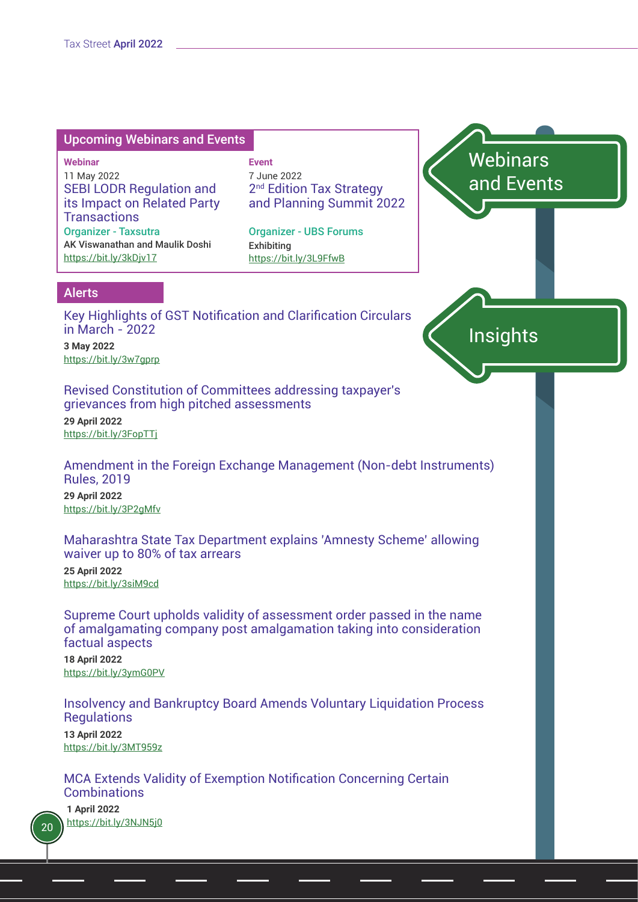## Upcoming Webinars and Events

**Webinar**

11 May 2022

SEBI LODR Regulation and its Impact on Related Party Transactions

**Organizer - Taxsutra**

AK Viswanathan and Maulik Doshi

https://bit.ly/3kDjv17

**Event**

7 June 2022

2nd Edition Tax Strategy and Planning Summit 2022

**Organizer - UBS Forums**

Exhibiting

https://bit.ly/3L9FfwB

Webinars and Events

Insights

## Alerts

### Key Highlights of GST Notification and Clarification Circulars in March - 2022

**3 May 2022**

https://bit.ly/3w7gprp

### Revised Constitution of Committees addressing taxpayer's grievances from high pitched assessments

**29 April 2022**

https://bit.ly/3FopTTj

### Amendment in the Foreign Exchange Management (Non-debt Instruments) Rules, 2019

**29 April 2022**

https://bit.ly/3P2gMfv

### Maharashtra State Tax Department explains 'Amnesty Scheme' allowing waiver up to 80% of tax arrears

**25 April 2022**

https://bit.ly/3siM9cd

### Supreme Court upholds validity of assessment order passed in the name of amalgamating company post amalgamation taking into consideration factual aspects

**18 April 2022**

https://bit.ly/3ymG0PV

### Insolvency and Bankruptcy Board Amends Voluntary Liquidation Process Regulations

**13 April 2022**

https://bit.ly/3MT959z

### MCA Extends Validity of Exemption Notification Concerning Certain Combinations

**1 April 2022**

https://bit.ly/3NJN5j0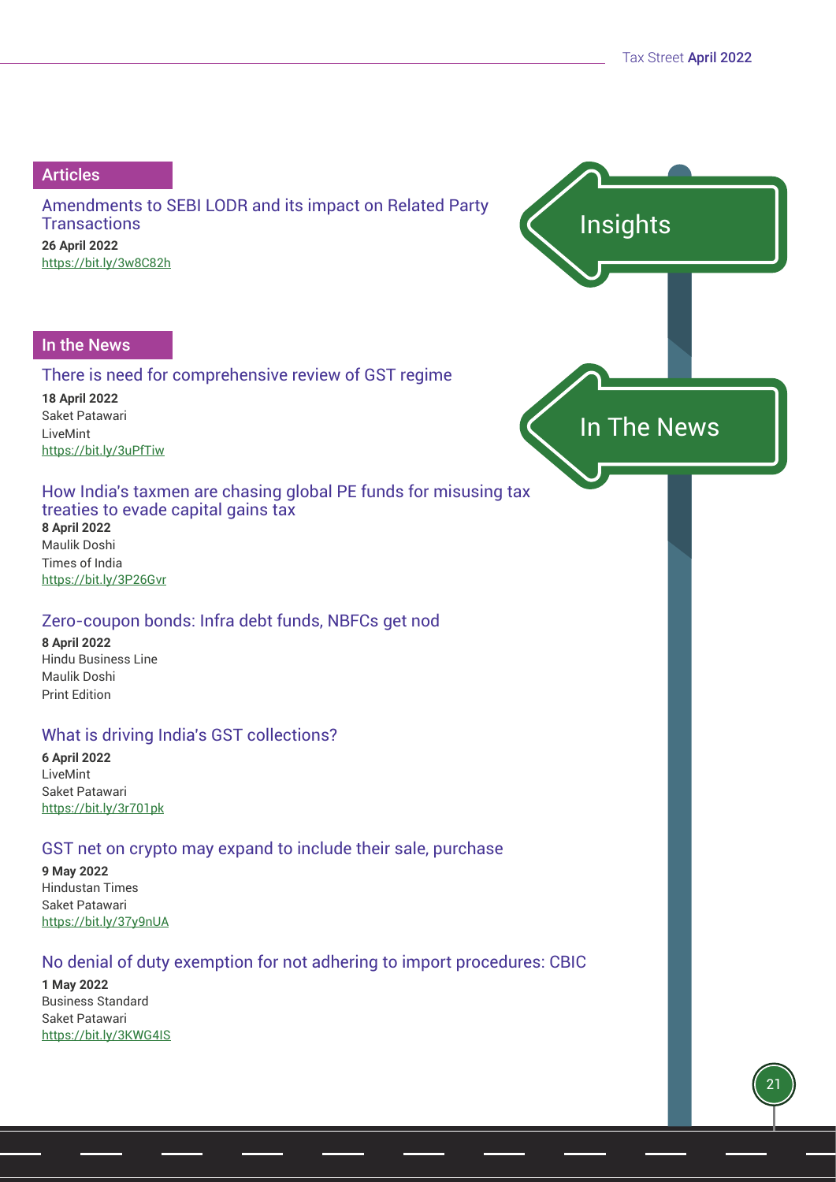## Insights

### Articles

**Amendments to SEBI LODR and its impact on Related Party Transactions**

**26 April 2022**
https://bit.ly/3w8C82h

## In The News

### In the News

**There is need for comprehensive review of GST regime**

**18 April 2022**
Saket Patawari
LiveMint
https://bit.ly/3uPfTiw

**How India's taxmen are chasing global PE funds for misusing tax treaties to evade capital gains tax**

**8 April 2022**
Maulik Doshi
Times of India
https://bit.ly/3P26Gvr

**Zero-coupon bonds: Infra debt funds, NBFCs get nod**

**8 April 2022**
Hindu Business Line
Maulik Doshi
Print Edition

**What is driving India's GST collections?**

**6 April 2022**
LiveMint
Saket Patawari
https://bit.ly/3r701pk

**GST net on crypto may expand to include their sale, purchase**

**9 May 2022**
Hindustan Times
Saket Patawari
https://bit.ly/37y9nUA

**No denial of duty exemption for not adhering to import procedures: CBIC**

**1 May 2022**
Business Standard
Saket Patawari
https://bit.ly/3KWG4IS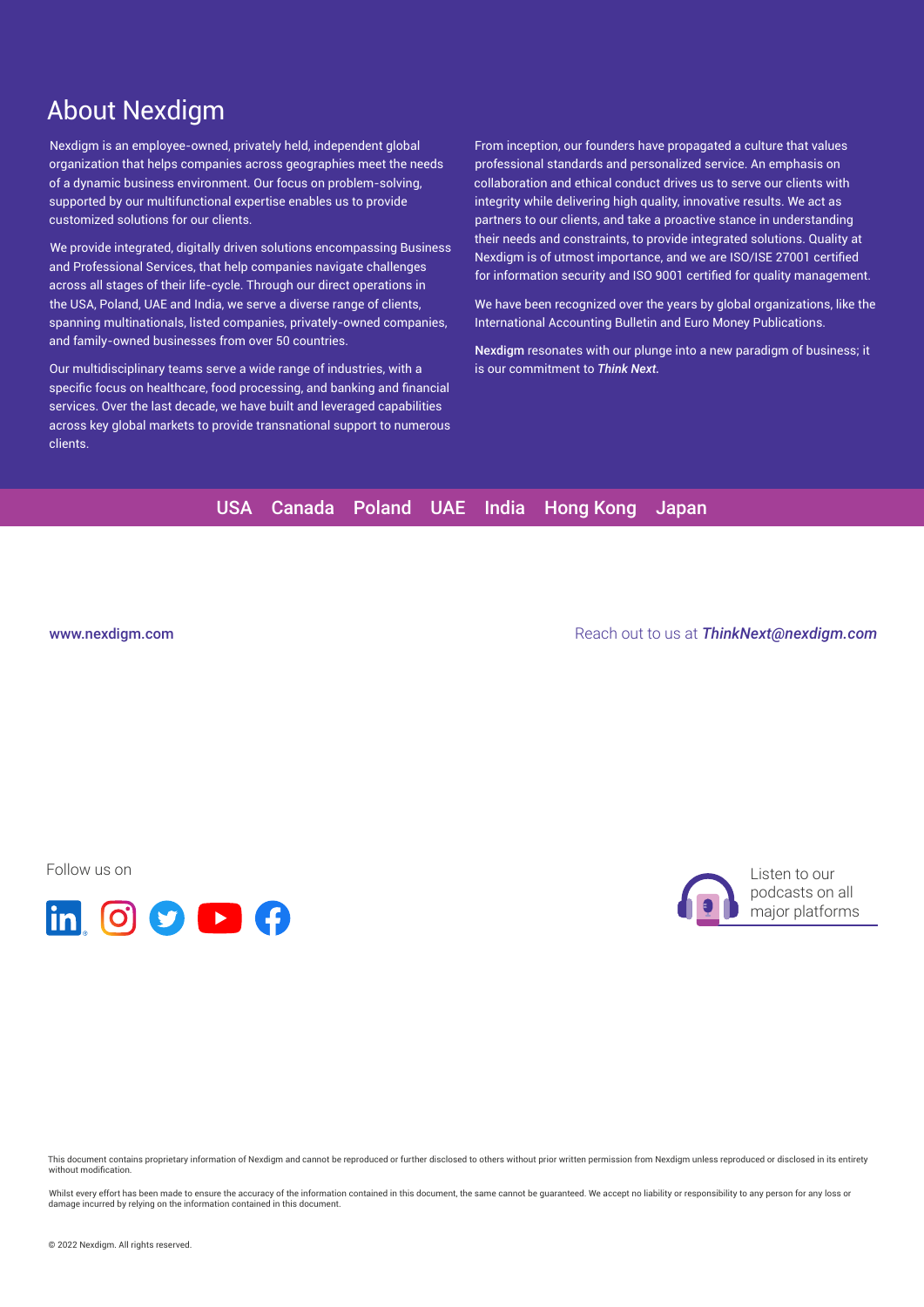# About Nexdigm

Nexdigm is an employee-owned, privately held, independent global organization that helps companies across geographies meet the needs of a dynamic business environment. Our focus on problem-solving, supported by our multifunctional expertise enables us to provide customized solutions for our clients.

We provide integrated, digitally driven solutions encompassing Business and Professional Services, that help companies navigate challenges across all stages of their life-cycle. Through our direct operations in the USA, Poland, UAE and India, we serve a diverse range of clients, spanning multinationals, listed companies, privately-owned companies, and family-owned businesses from over 50 countries.

Our multidisciplinary teams serve a wide range of industries, with a specific focus on healthcare, food processing, and banking and financial services. Over the last decade, we have built and leveraged capabilities across key global markets to provide transnational support to numerous clients.

From inception, our founders have propagated a culture that values professional standards and personalized service. An emphasis on collaboration and ethical conduct drives us to serve our clients with integrity while delivering high quality, innovative results. We act as partners to our clients, and take a proactive stance in understanding their needs and constraints, to provide integrated solutions. Quality at Nexdigm is of utmost importance, and we are ISO/ISE 27001 certified for information security and ISO 9001 certified for quality management.

We have been recognized over the years by global organizations, like the International Accounting Bulletin and Euro Money Publications.

Nexdigm resonates with our plunge into a new paradigm of business; it is our commitment to ***Think Next.***

USA Canada Poland UAE India Hong Kong Japan

www.nexdigm.com

Reach out to us at ***ThinkNext@nexdigm.com***

Follow us on

Listen to our podcasts on all major platforms

This document contains proprietary information of Nexdigm and cannot be reproduced or further disclosed to others without prior written permission from Nexdigm unless reproduced or disclosed in its entirety without modification.

Whilst every effort has been made to ensure the accuracy of the information contained in this document, the same cannot be guaranteed. We accept no liability or responsibility to any person for any loss or damage incurred by relying on the information contained in this document.

© 2022 Nexdigm. All rights reserved.